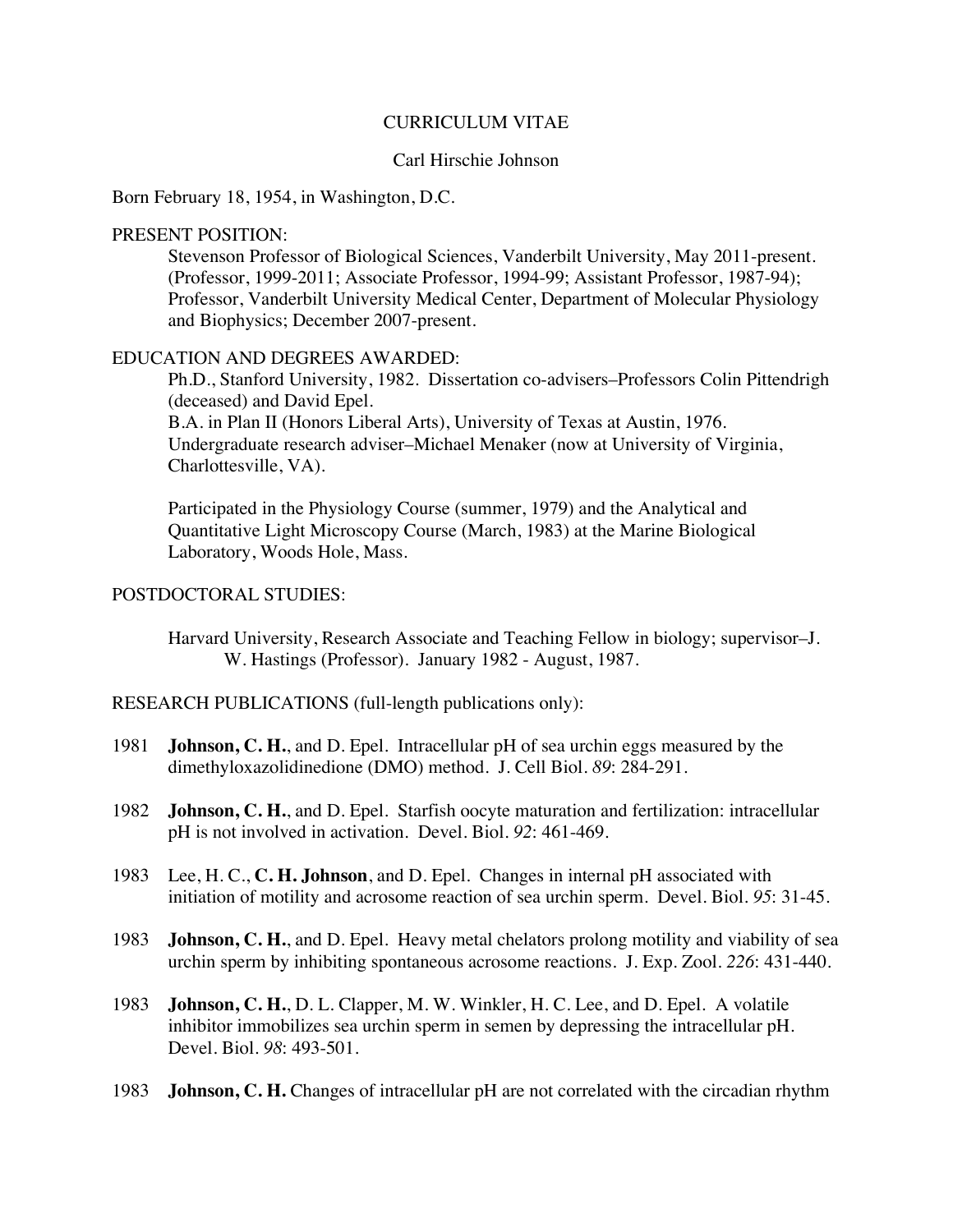# CURRICULUM VITAE

Carl Hirschie Johnson

Born February 18, 1954, in Washington, D.C.

## PRESENT POSITION:

Stevenson Professor of Biological Sciences, Vanderbilt University, May 2011-present. (Professor, 1999-2011; Associate Professor, 1994-99; Assistant Professor, 1987-94); Professor, Vanderbilt University Medical Center, Department of Molecular Physiology and Biophysics; December 2007-present.

## EDUCATION AND DEGREES AWARDED:

Ph.D., Stanford University, 1982. Dissertation co-advisers–Professors Colin Pittendrigh (deceased) and David Epel.
B.A. in Plan II (Honors Liberal Arts), University of Texas at Austin, 1976. Undergraduate research adviser–Michael Menaker (now at University of Virginia, Charlottesville, VA).

Participated in the Physiology Course (summer, 1979) and the Analytical and Quantitative Light Microscopy Course (March, 1983) at the Marine Biological Laboratory, Woods Hole, Mass.

## POSTDOCTORAL STUDIES:

Harvard University, Research Associate and Teaching Fellow in biology; supervisor–J. W. Hastings (Professor). January 1982 - August, 1987.

## RESEARCH PUBLICATIONS (full-length publications only):

1981 **Johnson, C. H.**, and D. Epel. Intracellular pH of sea urchin eggs measured by the dimethyloxazolidinedione (DMO) method. J. Cell Biol. *89*: 284-291.

1982 **Johnson, C. H.**, and D. Epel. Starfish oocyte maturation and fertilization: intracellular pH is not involved in activation. Devel. Biol. *92*: 461-469.

1983 Lee, H. C., **C. H. Johnson**, and D. Epel. Changes in internal pH associated with initiation of motility and acrosome reaction of sea urchin sperm. Devel. Biol. *95*: 31-45.

1983 **Johnson, C. H.**, and D. Epel. Heavy metal chelators prolong motility and viability of sea urchin sperm by inhibiting spontaneous acrosome reactions. J. Exp. Zool. *226*: 431-440.

1983 **Johnson, C. H.**, D. L. Clapper, M. W. Winkler, H. C. Lee, and D. Epel. A volatile inhibitor immobilizes sea urchin sperm in semen by depressing the intracellular pH. Devel. Biol. *98*: 493-501.

1983 **Johnson, C. H.** Changes of intracellular pH are not correlated with the circadian rhythm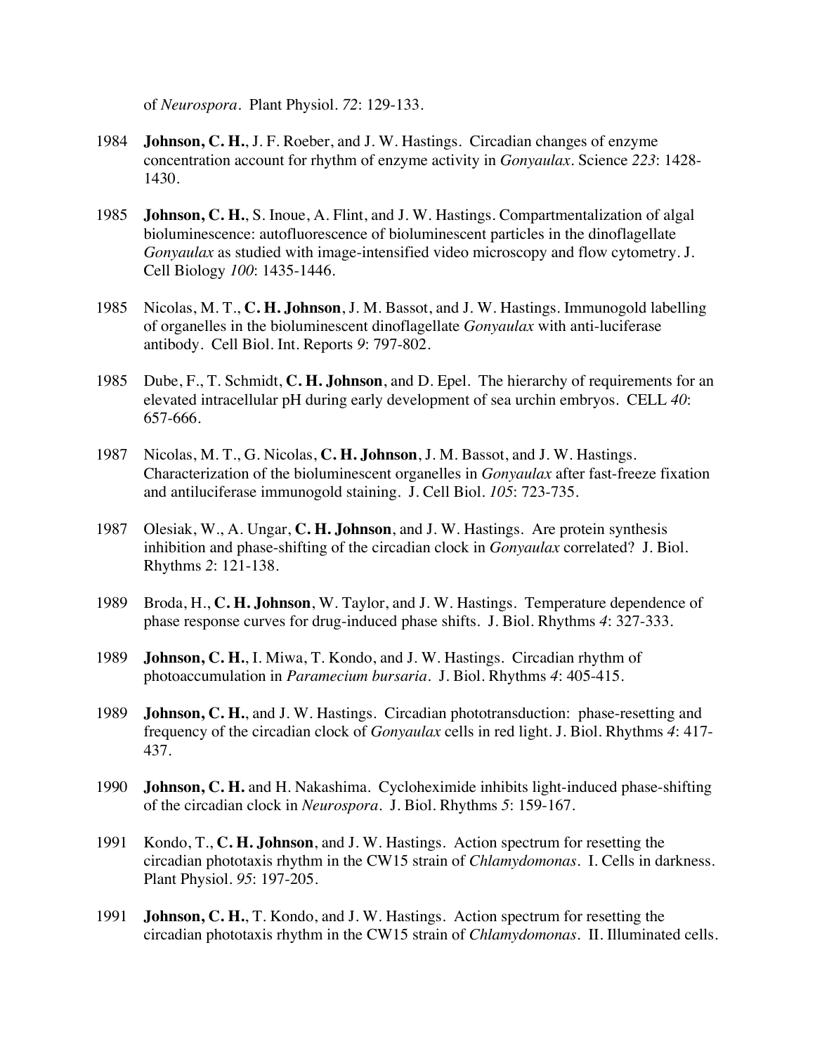of *Neurospora*. Plant Physiol. *72*: 129-133.

1984 **Johnson, C. H.**, J. F. Roeber, and J. W. Hastings. Circadian changes of enzyme concentration account for rhythm of enzyme activity in *Gonyaulax*. Science *223*: 1428-1430.

1985 **Johnson, C. H.**, S. Inoue, A. Flint, and J. W. Hastings. Compartmentalization of algal bioluminescence: autofluorescence of bioluminescent particles in the dinoflagellate *Gonyaulax* as studied with image-intensified video microscopy and flow cytometry. J. Cell Biology *100*: 1435-1446.

1985 Nicolas, M. T., **C. H. Johnson**, J. M. Bassot, and J. W. Hastings. Immunogold labelling of organelles in the bioluminescent dinoflagellate *Gonyaulax* with anti-luciferase antibody. Cell Biol. Int. Reports *9*: 797-802.

1985 Dube, F., T. Schmidt, **C. H. Johnson**, and D. Epel. The hierarchy of requirements for an elevated intracellular pH during early development of sea urchin embryos. CELL *40*: 657-666.

1987 Nicolas, M. T., G. Nicolas, **C. H. Johnson**, J. M. Bassot, and J. W. Hastings. Characterization of the bioluminescent organelles in *Gonyaulax* after fast-freeze fixation and antiluciferase immunogold staining. J. Cell Biol. *105*: 723-735.

1987 Olesiak, W., A. Ungar, **C. H. Johnson**, and J. W. Hastings. Are protein synthesis inhibition and phase-shifting of the circadian clock in *Gonyaulax* correlated? J. Biol. Rhythms *2*: 121-138.

1989 Broda, H., **C. H. Johnson**, W. Taylor, and J. W. Hastings. Temperature dependence of phase response curves for drug-induced phase shifts. J. Biol. Rhythms *4*: 327-333.

1989 **Johnson, C. H.**, I. Miwa, T. Kondo, and J. W. Hastings. Circadian rhythm of photoaccumulation in *Paramecium bursaria*. J. Biol. Rhythms *4*: 405-415.

1989 **Johnson, C. H.**, and J. W. Hastings. Circadian phototransduction: phase-resetting and frequency of the circadian clock of *Gonyaulax* cells in red light. J. Biol. Rhythms *4*: 417-437.

1990 **Johnson, C. H.** and H. Nakashima. Cycloheximide inhibits light-induced phase-shifting of the circadian clock in *Neurospora*. J. Biol. Rhythms *5*: 159-167.

1991 Kondo, T., **C. H. Johnson**, and J. W. Hastings. Action spectrum for resetting the circadian phototaxis rhythm in the CW15 strain of *Chlamydomonas*. I. Cells in darkness. Plant Physiol. *95*: 197-205.

1991 **Johnson, C. H.**, T. Kondo, and J. W. Hastings. Action spectrum for resetting the circadian phototaxis rhythm in the CW15 strain of *Chlamydomonas*. II. Illuminated cells.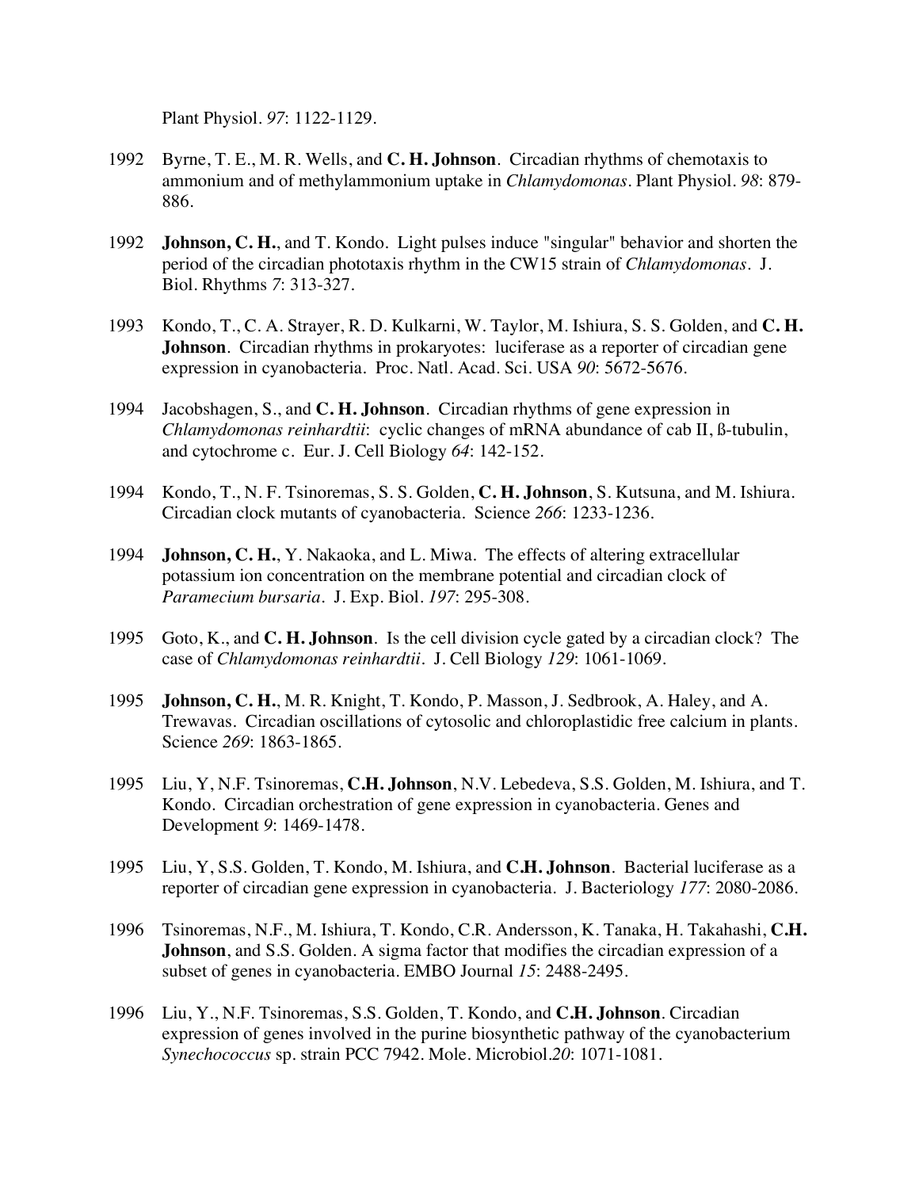Plant Physiol. *97*: 1122-1129.

1992 Byrne, T. E., M. R. Wells, and **C. H. Johnson**. Circadian rhythms of chemotaxis to ammonium and of methylammonium uptake in *Chlamydomonas*. Plant Physiol. *98*: 879-886.

1992 **Johnson, C. H.**, and T. Kondo. Light pulses induce "singular" behavior and shorten the period of the circadian phototaxis rhythm in the CW15 strain of *Chlamydomonas*. J. Biol. Rhythms *7*: 313-327.

1993 Kondo, T., C. A. Strayer, R. D. Kulkarni, W. Taylor, M. Ishiura, S. S. Golden, and **C. H. Johnson**. Circadian rhythms in prokaryotes: luciferase as a reporter of circadian gene expression in cyanobacteria. Proc. Natl. Acad. Sci. USA *90*: 5672-5676.

1994 Jacobshagen, S., and **C. H. Johnson**. Circadian rhythms of gene expression in *Chlamydomonas reinhardtii*: cyclic changes of mRNA abundance of cab II, ß-tubulin, and cytochrome c. Eur. J. Cell Biology *64*: 142-152.

1994 Kondo, T., N. F. Tsinoremas, S. S. Golden, **C. H. Johnson**, S. Kutsuna, and M. Ishiura. Circadian clock mutants of cyanobacteria. Science *266*: 1233-1236.

1994 **Johnson, C. H.**, Y. Nakaoka, and L. Miwa. The effects of altering extracellular potassium ion concentration on the membrane potential and circadian clock of *Paramecium bursaria*. J. Exp. Biol. *197*: 295-308.

1995 Goto, K., and **C. H. Johnson**. Is the cell division cycle gated by a circadian clock? The case of *Chlamydomonas reinhardtii*. J. Cell Biology *129*: 1061-1069.

1995 **Johnson, C. H.**, M. R. Knight, T. Kondo, P. Masson, J. Sedbrook, A. Haley, and A. Trewavas. Circadian oscillations of cytosolic and chloroplastidic free calcium in plants. Science *269*: 1863-1865.

1995 Liu, Y, N.F. Tsinoremas, **C.H. Johnson**, N.V. Lebedeva, S.S. Golden, M. Ishiura, and T. Kondo. Circadian orchestration of gene expression in cyanobacteria. Genes and Development *9*: 1469-1478.

1995 Liu, Y, S.S. Golden, T. Kondo, M. Ishiura, and **C.H. Johnson**. Bacterial luciferase as a reporter of circadian gene expression in cyanobacteria. J. Bacteriology *177*: 2080-2086.

1996 Tsinoremas, N.F., M. Ishiura, T. Kondo, C.R. Andersson, K. Tanaka, H. Takahashi, **C.H. Johnson**, and S.S. Golden. A sigma factor that modifies the circadian expression of a subset of genes in cyanobacteria. EMBO Journal *15*: 2488-2495.

1996 Liu, Y., N.F. Tsinoremas, S.S. Golden, T. Kondo, and **C.H. Johnson**. Circadian expression of genes involved in the purine biosynthetic pathway of the cyanobacterium *Synechococcus* sp. strain PCC 7942. Mole. Microbiol.*20*: 1071-1081.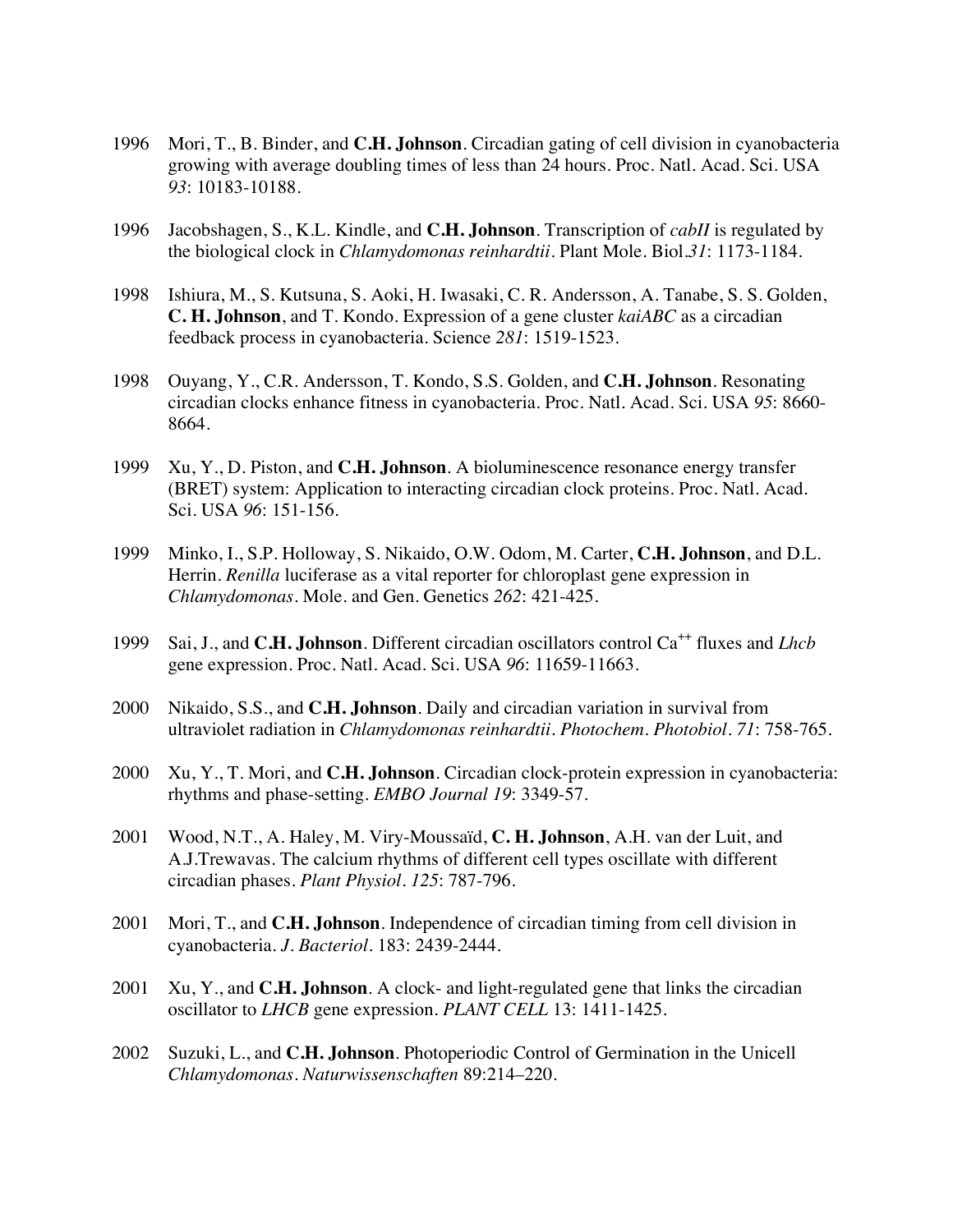1996 Mori, T., B. Binder, and **C.H. Johnson**. Circadian gating of cell division in cyanobacteria growing with average doubling times of less than 24 hours. Proc. Natl. Acad. Sci. USA *93*: 10183-10188.

1996 Jacobshagen, S., K.L. Kindle, and **C.H. Johnson**. Transcription of *cabII* is regulated by the biological clock in *Chlamydomonas reinhardtii*. Plant Mole. Biol.*31*: 1173-1184.

1998 Ishiura, M., S. Kutsuna, S. Aoki, H. Iwasaki, C. R. Andersson, A. Tanabe, S. S. Golden, **C. H. Johnson**, and T. Kondo. Expression of a gene cluster *kaiABC* as a circadian feedback process in cyanobacteria. Science *281*: 1519-1523.

1998 Ouyang, Y., C.R. Andersson, T. Kondo, S.S. Golden, and **C.H. Johnson**. Resonating circadian clocks enhance fitness in cyanobacteria. Proc. Natl. Acad. Sci. USA *95*: 8660-8664.

1999 Xu, Y., D. Piston, and **C.H. Johnson**. A bioluminescence resonance energy transfer (BRET) system: Application to interacting circadian clock proteins. Proc. Natl. Acad. Sci. USA *96*: 151-156.

1999 Minko, I., S.P. Holloway, S. Nikaido, O.W. Odom, M. Carter, **C.H. Johnson**, and D.L. Herrin. *Renilla* luciferase as a vital reporter for chloroplast gene expression in *Chlamydomonas*. Mole. and Gen. Genetics *262*: 421-425.

1999 Sai, J., and **C.H. Johnson**. Different circadian oscillators control $Ca^{++}$ fluxes and *Lhcb* gene expression. Proc. Natl. Acad. Sci. USA *96*: 11659-11663.

2000 Nikaido, S.S., and **C.H. Johnson**. Daily and circadian variation in survival from ultraviolet radiation in *Chlamydomonas reinhardtii*. *Photochem. Photobiol*. *71*: 758-765.

2000 Xu, Y., T. Mori, and **C.H. Johnson**. Circadian clock-protein expression in cyanobacteria: rhythms and phase-setting. *EMBO Journal 19*: 3349-57.

2001 Wood, N.T., A. Haley, M. Viry-Moussaïd, **C. H. Johnson**, A.H. van der Luit, and A.J.Trewavas. The calcium rhythms of different cell types oscillate with different circadian phases. *Plant Physiol*. *125*: 787-796.

2001 Mori, T., and **C.H. Johnson**. Independence of circadian timing from cell division in cyanobacteria. *J. Bacteriol*. 183: 2439-2444.

2001 Xu, Y., and **C.H. Johnson**. A clock- and light-regulated gene that links the circadian oscillator to *LHCB* gene expression. *PLANT CELL* 13: 1411-1425.

2002 Suzuki, L., and **C.H. Johnson**. Photoperiodic Control of Germination in the Unicell *Chlamydomonas*. *Naturwissenschaften* 89:214–220.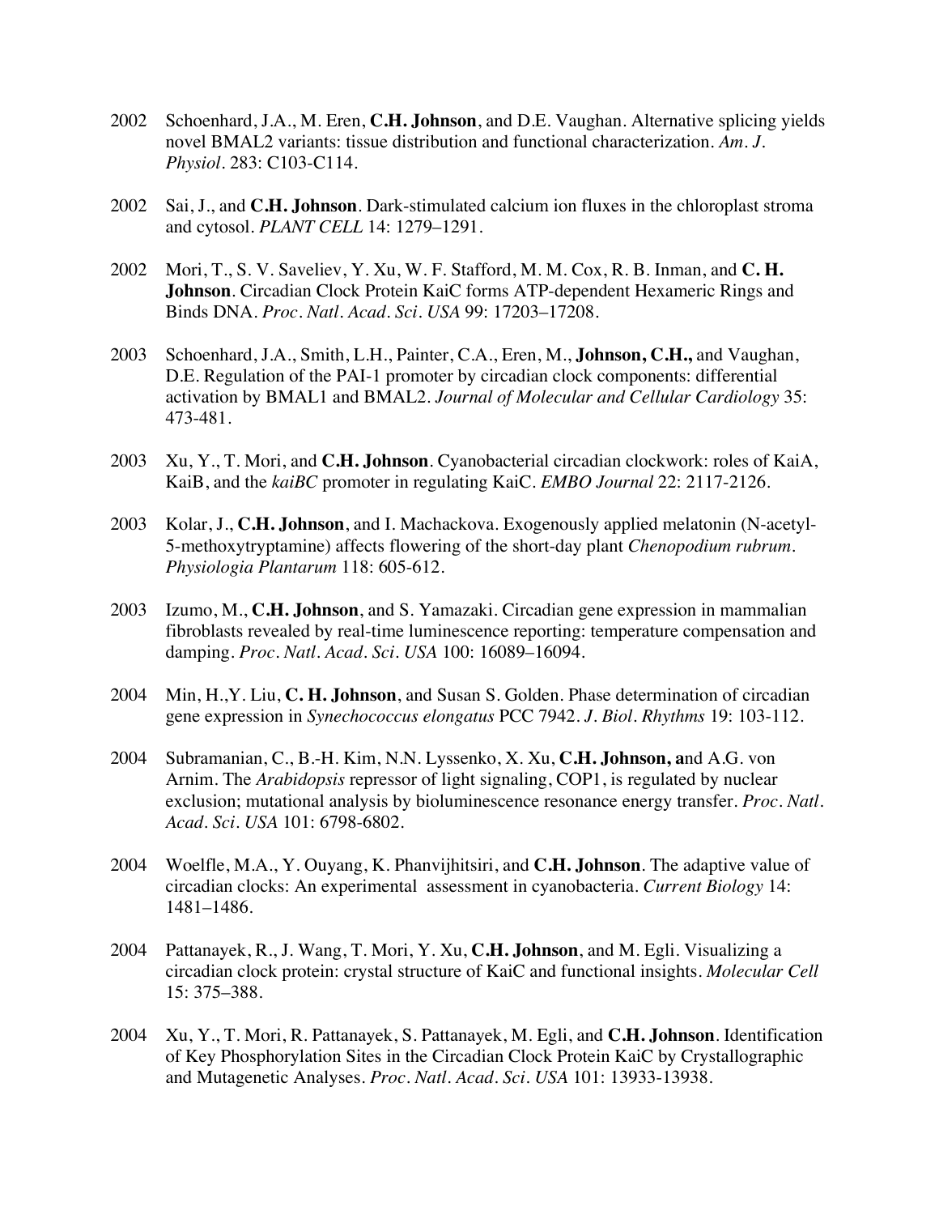2002 Schoenhard, J.A., M. Eren, **C.H. Johnson**, and D.E. Vaughan. Alternative splicing yields novel BMAL2 variants: tissue distribution and functional characterization. *Am. J. Physiol.* 283: C103-C114.

2002 Sai, J., and **C.H. Johnson**. Dark-stimulated calcium ion fluxes in the chloroplast stroma and cytosol. *PLANT CELL* 14: 1279–1291.

2002 Mori, T., S. V. Saveliev, Y. Xu, W. F. Stafford, M. M. Cox, R. B. Inman, and **C. H. Johnson**. Circadian Clock Protein KaiC forms ATP-dependent Hexameric Rings and Binds DNA. *Proc. Natl. Acad. Sci. USA* 99: 17203–17208.

2003 Schoenhard, J.A., Smith, L.H., Painter, C.A., Eren, M., **Johnson, C.H.,** and Vaughan, D.E. Regulation of the PAI-1 promoter by circadian clock components: differential activation by BMAL1 and BMAL2. *Journal of Molecular and Cellular Cardiology* 35: 473-481.

2003 Xu, Y., T. Mori, and **C.H. Johnson**. Cyanobacterial circadian clockwork: roles of KaiA, KaiB, and the *kaiBC* promoter in regulating KaiC. *EMBO Journal* 22: 2117-2126.

2003 Kolar, J., **C.H. Johnson**, and I. Machackova. Exogenously applied melatonin (N-acetyl-5-methoxytryptamine) affects flowering of the short-day plant *Chenopodium rubrum*. *Physiologia Plantarum* 118: 605-612.

2003 Izumo, M., **C.H. Johnson**, and S. Yamazaki. Circadian gene expression in mammalian fibroblasts revealed by real-time luminescence reporting: temperature compensation and damping. *Proc. Natl. Acad. Sci. USA* 100: 16089–16094.

2004 Min, H.,Y. Liu, **C. H. Johnson**, and Susan S. Golden. Phase determination of circadian gene expression in *Synechococcus elongatus* PCC 7942. *J. Biol. Rhythms* 19: 103-112.

2004 Subramanian, C., B.-H. Kim, N.N. Lyssenko, X. Xu, **C.H. Johnson, a**nd A.G. von Arnim. The *Arabidopsis* repressor of light signaling, COP1, is regulated by nuclear exclusion; mutational analysis by bioluminescence resonance energy transfer. *Proc. Natl. Acad. Sci. USA* 101: 6798-6802.

2004 Woelfle, M.A., Y. Ouyang, K. Phanvijhitsiri, and **C.H. Johnson**. The adaptive value of circadian clocks: An experimental assessment in cyanobacteria. *Current Biology* 14: 1481–1486.

2004 Pattanayek, R., J. Wang, T. Mori, Y. Xu, **C.H. Johnson**, and M. Egli. Visualizing a circadian clock protein: crystal structure of KaiC and functional insights. *Molecular Cell* 15: 375–388.

2004 Xu, Y., T. Mori, R. Pattanayek, S. Pattanayek, M. Egli, and **C.H. Johnson**. Identification of Key Phosphorylation Sites in the Circadian Clock Protein KaiC by Crystallographic and Mutagenetic Analyses. *Proc. Natl. Acad. Sci. USA* 101: 13933-13938.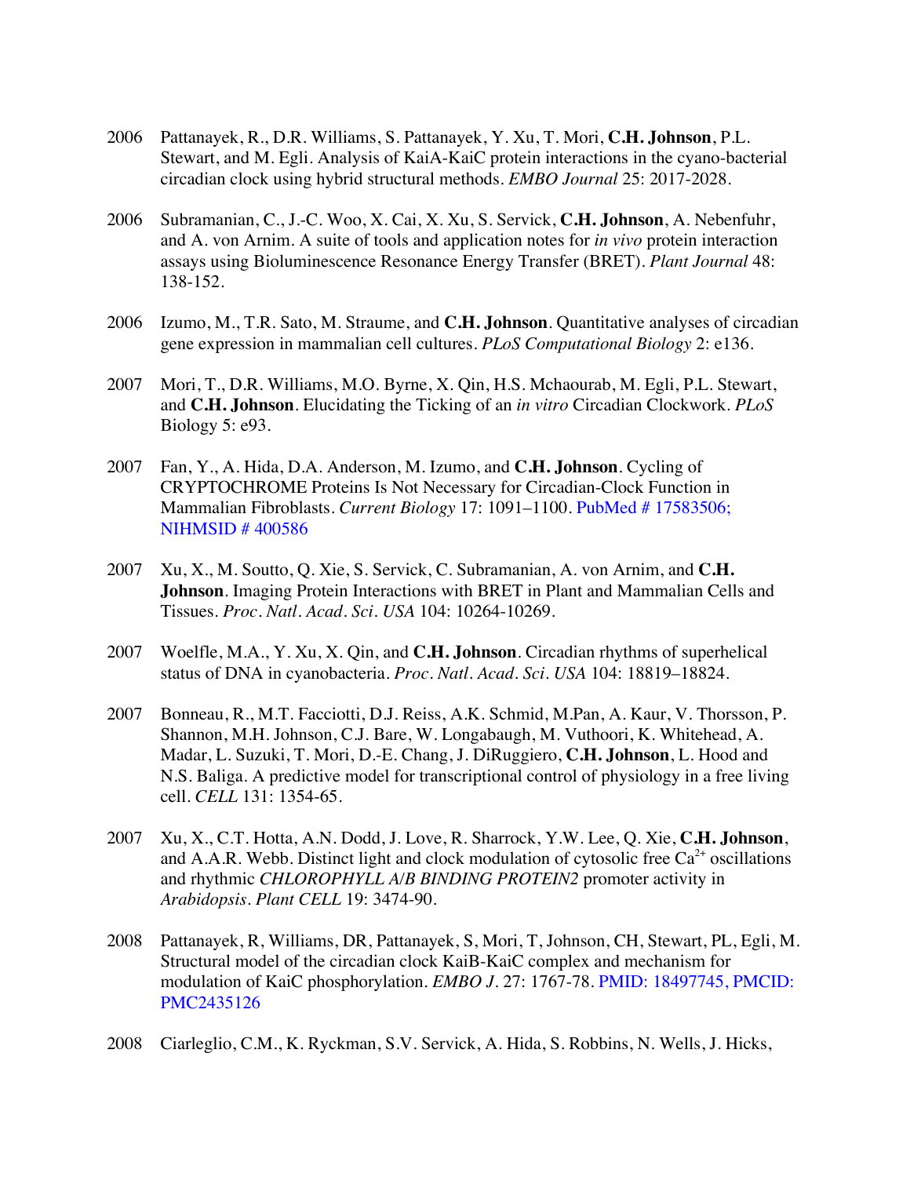2006 Pattanayek, R., D.R. Williams, S. Pattanayek, Y. Xu, T. Mori, **C.H. Johnson**, P.L. Stewart, and M. Egli. Analysis of KaiA-KaiC protein interactions in the cyano-bacterial circadian clock using hybrid structural methods. *EMBO Journal* 25: 2017-2028.

2006 Subramanian, C., J.-C. Woo, X. Cai, X. Xu, S. Servick, **C.H. Johnson**, A. Nebenfuhr, and A. von Arnim. A suite of tools and application notes for *in vivo* protein interaction assays using Bioluminescence Resonance Energy Transfer (BRET). *Plant Journal* 48: 138-152.

2006 Izumo, M., T.R. Sato, M. Straume, and **C.H. Johnson**. Quantitative analyses of circadian gene expression in mammalian cell cultures. *PLoS Computational Biology* 2: e136.

2007 Mori, T., D.R. Williams, M.O. Byrne, X. Qin, H.S. Mchaourab, M. Egli, P.L. Stewart, and **C.H. Johnson**. Elucidating the Ticking of an *in vitro* Circadian Clockwork. *PLoS* Biology 5: e93.

2007 Fan, Y., A. Hida, D.A. Anderson, M. Izumo, and **C.H. Johnson**. Cycling of CRYPTOCHROME Proteins Is Not Necessary for Circadian-Clock Function in Mammalian Fibroblasts. *Current Biology* 17: 1091–1100. PubMed # 17583506; NIHMSID # 400586

2007 Xu, X., M. Soutto, Q. Xie, S. Servick, C. Subramanian, A. von Arnim, and **C.H. Johnson**. Imaging Protein Interactions with BRET in Plant and Mammalian Cells and Tissues. *Proc. Natl. Acad. Sci. USA* 104: 10264-10269.

2007 Woelfle, M.A., Y. Xu, X. Qin, and **C.H. Johnson**. Circadian rhythms of superhelical status of DNA in cyanobacteria. *Proc. Natl. Acad. Sci. USA* 104: 18819–18824.

2007 Bonneau, R., M.T. Facciotti, D.J. Reiss, A.K. Schmid, M.Pan, A. Kaur, V. Thorsson, P. Shannon, M.H. Johnson, C.J. Bare, W. Longabaugh, M. Vuthoori, K. Whitehead, A. Madar, L. Suzuki, T. Mori, D.-E. Chang, J. DiRuggiero, **C.H. Johnson**, L. Hood and N.S. Baliga. A predictive model for transcriptional control of physiology in a free living cell. *CELL* 131: 1354-65.

2007 Xu, X., C.T. Hotta, A.N. Dodd, J. Love, R. Sharrock, Y.W. Lee, Q. Xie, **C.H. Johnson**, and A.A.R. Webb. Distinct light and clock modulation of cytosolic free $Ca^{2+}$ oscillations and rhythmic *CHLOROPHYLL A/B BINDING PROTEIN2* promoter activity in *Arabidopsis*. *Plant CELL* 19: 3474-90.

2008 Pattanayek, R, Williams, DR, Pattanayek, S, Mori, T, Johnson, CH, Stewart, PL, Egli, M. Structural model of the circadian clock KaiB-KaiC complex and mechanism for modulation of KaiC phosphorylation. *EMBO J.* 27: 1767-78. PMID: 18497745, PMCID: PMC2435126

2008 Ciarleglio, C.M., K. Ryckman, S.V. Servick, A. Hida, S. Robbins, N. Wells, J. Hicks,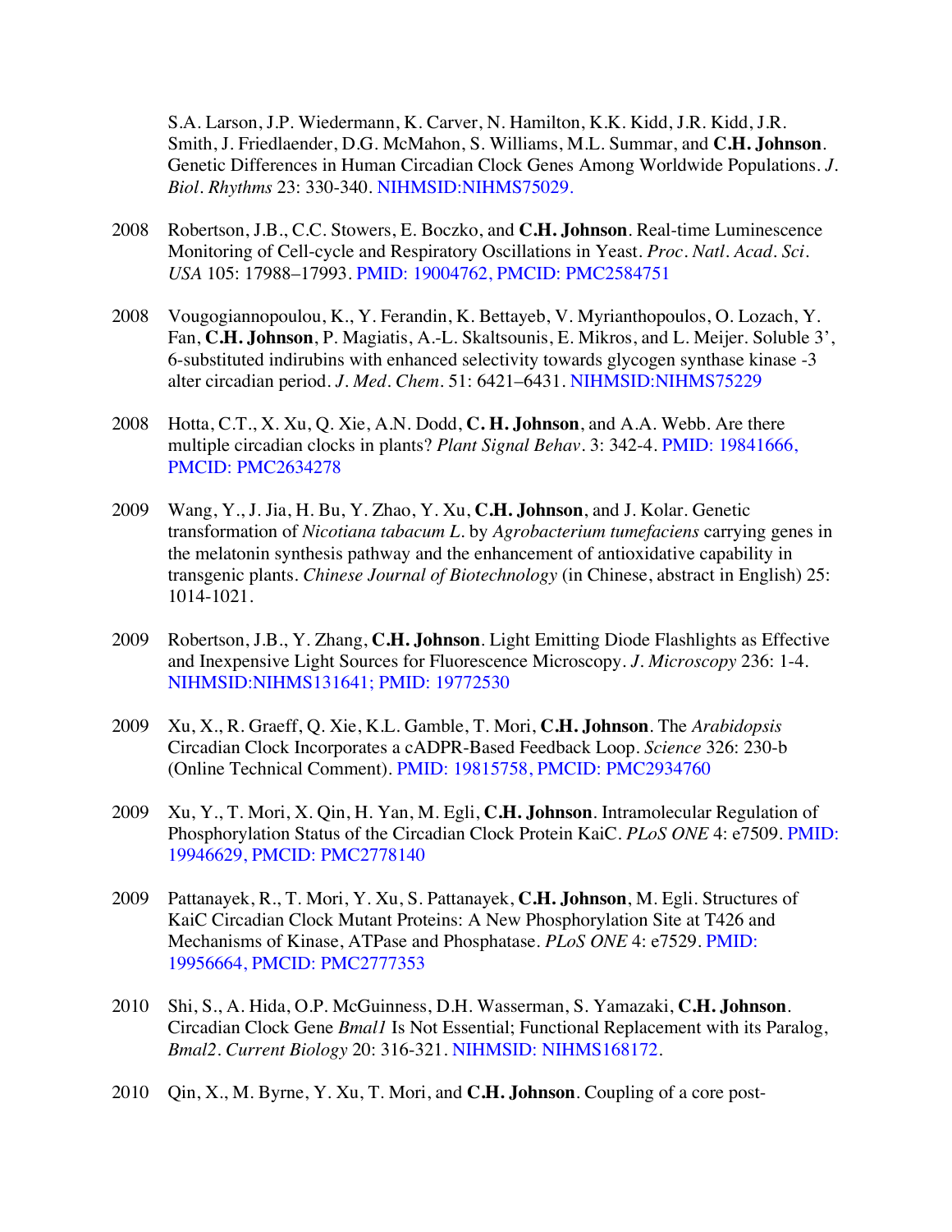S.A. Larson, J.P. Wiedermann, K. Carver, N. Hamilton, K.K. Kidd, J.R. Kidd, J.R. Smith, J. Friedlaender, D.G. McMahon, S. Williams, M.L. Summar, and **C.H. Johnson**. Genetic Differences in Human Circadian Clock Genes Among Worldwide Populations. *J. Biol. Rhythms* 23: 330-340. NIHMSID:NIHMS75029.

2008 Robertson, J.B., C.C. Stowers, E. Boczko, and **C.H. Johnson**. Real-time Luminescence Monitoring of Cell-cycle and Respiratory Oscillations in Yeast. *Proc. Natl. Acad. Sci. USA* 105: 17988–17993. PMID: 19004762, PMCID: PMC2584751

2008 Vougogiannopoulou, K., Y. Ferandin, K. Bettayeb, V. Myrianthopoulos, O. Lozach, Y. Fan, **C.H. Johnson**, P. Magiatis, A.-L. Skaltsounis, E. Mikros, and L. Meijer. Soluble 3', 6-substituted indirubins with enhanced selectivity towards glycogen synthase kinase -3 alter circadian period. *J. Med. Chem.* 51: 6421–6431. NIHMSID:NIHMS75229

2008 Hotta, C.T., X. Xu, Q. Xie, A.N. Dodd, **C. H. Johnson**, and A.A. Webb. Are there multiple circadian clocks in plants? *Plant Signal Behav*. 3: 342-4. PMID: 19841666, PMCID: PMC2634278

2009 Wang, Y., J. Jia, H. Bu, Y. Zhao, Y. Xu, **C.H. Johnson**, and J. Kolar. Genetic transformation of *Nicotiana tabacum L.* by *Agrobacterium tumefaciens* carrying genes in the melatonin synthesis pathway and the enhancement of antioxidative capability in transgenic plants. *Chinese Journal of Biotechnology* (in Chinese, abstract in English) 25: 1014-1021.

2009 Robertson, J.B., Y. Zhang, **C.H. Johnson**. Light Emitting Diode Flashlights as Effective and Inexpensive Light Sources for Fluorescence Microscopy. *J. Microscopy* 236: 1-4. NIHMSID:NIHMS131641; PMID: 19772530

2009 Xu, X., R. Graeff, Q. Xie, K.L. Gamble, T. Mori, **C.H. Johnson**. The *Arabidopsis* Circadian Clock Incorporates a cADPR-Based Feedback Loop. *Science* 326: 230-b (Online Technical Comment). PMID: 19815758, PMCID: PMC2934760

2009 Xu, Y., T. Mori, X. Qin, H. Yan, M. Egli, **C.H. Johnson**. Intramolecular Regulation of Phosphorylation Status of the Circadian Clock Protein KaiC. *PLoS ONE* 4: e7509. PMID: 19946629, PMCID: PMC2778140

2009 Pattanayek, R., T. Mori, Y. Xu, S. Pattanayek, **C.H. Johnson**, M. Egli. Structures of KaiC Circadian Clock Mutant Proteins: A New Phosphorylation Site at T426 and Mechanisms of Kinase, ATPase and Phosphatase. *PLoS ONE* 4: e7529. PMID: 19956664, PMCID: PMC2777353

2010 Shi, S., A. Hida, O.P. McGuinness, D.H. Wasserman, S. Yamazaki, **C.H. Johnson**. Circadian Clock Gene *Bmal1* Is Not Essential; Functional Replacement with its Paralog, *Bmal2*. *Current Biology* 20: 316-321. NIHMSID: NIHMS168172.

2010 Qin, X., M. Byrne, Y. Xu, T. Mori, and **C.H. Johnson**. Coupling of a core post-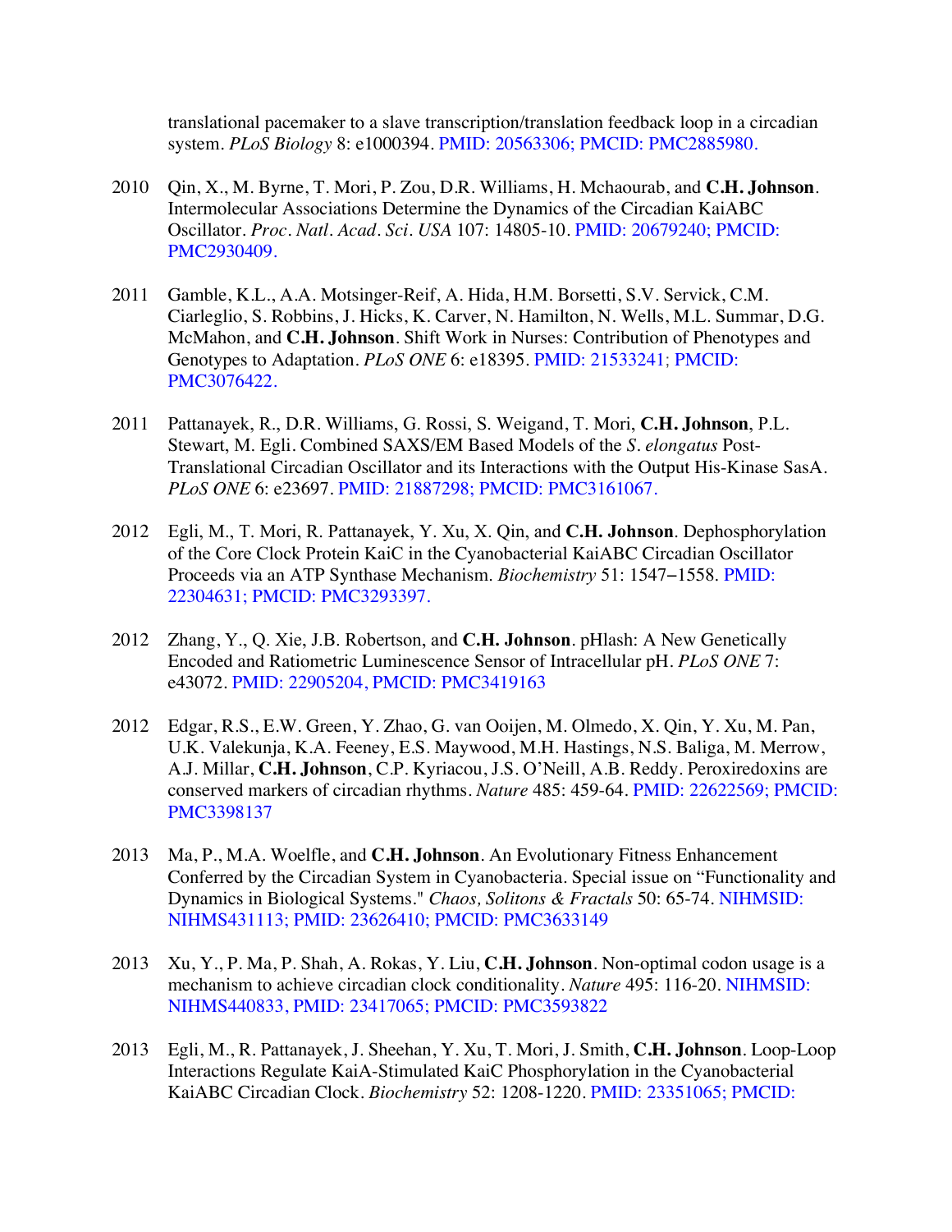translational pacemaker to a slave transcription/translation feedback loop in a circadian system. *PLoS Biology* 8: e1000394. PMID: 20563306; PMCID: PMC2885980.

2010 Qin, X., M. Byrne, T. Mori, P. Zou, D.R. Williams, H. Mchaourab, and **C.H. Johnson**. Intermolecular Associations Determine the Dynamics of the Circadian KaiABC Oscillator. *Proc. Natl. Acad. Sci. USA* 107: 14805-10. PMID: 20679240; PMCID: PMC2930409.

2011 Gamble, K.L., A.A. Motsinger-Reif, A. Hida, H.M. Borsetti, S.V. Servick, C.M. Ciarleglio, S. Robbins, J. Hicks, K. Carver, N. Hamilton, N. Wells, M.L. Summar, D.G. McMahon, and **C.H. Johnson**. Shift Work in Nurses: Contribution of Phenotypes and Genotypes to Adaptation. *PLoS ONE* 6: e18395. PMID: 21533241; PMCID: PMC3076422.

2011 Pattanayek, R., D.R. Williams, G. Rossi, S. Weigand, T. Mori, **C.H. Johnson**, P.L. Stewart, M. Egli. Combined SAXS/EM Based Models of the *S. elongatus* Post-Translational Circadian Oscillator and its Interactions with the Output His-Kinase SasA. *PLoS ONE* 6: e23697. PMID: 21887298; PMCID: PMC3161067.

2012 Egli, M., T. Mori, R. Pattanayek, Y. Xu, X. Qin, and **C.H. Johnson**. Dephosphorylation of the Core Clock Protein KaiC in the Cyanobacterial KaiABC Circadian Oscillator Proceeds via an ATP Synthase Mechanism. *Biochemistry* 51: 1547–1558. PMID: 22304631; PMCID: PMC3293397.

2012 Zhang, Y., Q. Xie, J.B. Robertson, and **C.H. Johnson**. pHlash: A New Genetically Encoded and Ratiometric Luminescence Sensor of Intracellular pH. *PLoS ONE* 7: e43072. PMID: 22905204, PMCID: PMC3419163

2012 Edgar, R.S., E.W. Green, Y. Zhao, G. van Ooijen, M. Olmedo, X. Qin, Y. Xu, M. Pan, U.K. Valekunja, K.A. Feeney, E.S. Maywood, M.H. Hastings, N.S. Baliga, M. Merrow, A.J. Millar, **C.H. Johnson**, C.P. Kyriacou, J.S. O'Neill, A.B. Reddy. Peroxiredoxins are conserved markers of circadian rhythms. *Nature* 485: 459-64. PMID: 22622569; PMCID: PMC3398137

2013 Ma, P., M.A. Woelfle, and **C.H. Johnson**. An Evolutionary Fitness Enhancement Conferred by the Circadian System in Cyanobacteria. Special issue on "Functionality and Dynamics in Biological Systems." *Chaos, Solitons & Fractals* 50: 65-74. NIHMSID: NIHMS431113; PMID: 23626410; PMCID: PMC3633149

2013 Xu, Y., P. Ma, P. Shah, A. Rokas, Y. Liu, **C.H. Johnson**. Non-optimal codon usage is a mechanism to achieve circadian clock conditionality. *Nature* 495: 116-20. NIHMSID: NIHMS440833, PMID: 23417065; PMCID: PMC3593822

2013 Egli, M., R. Pattanayek, J. Sheehan, Y. Xu, T. Mori, J. Smith, **C.H. Johnson**. Loop-Loop Interactions Regulate KaiA-Stimulated KaiC Phosphorylation in the Cyanobacterial KaiABC Circadian Clock. *Biochemistry* 52: 1208-1220. PMID: 23351065; PMCID: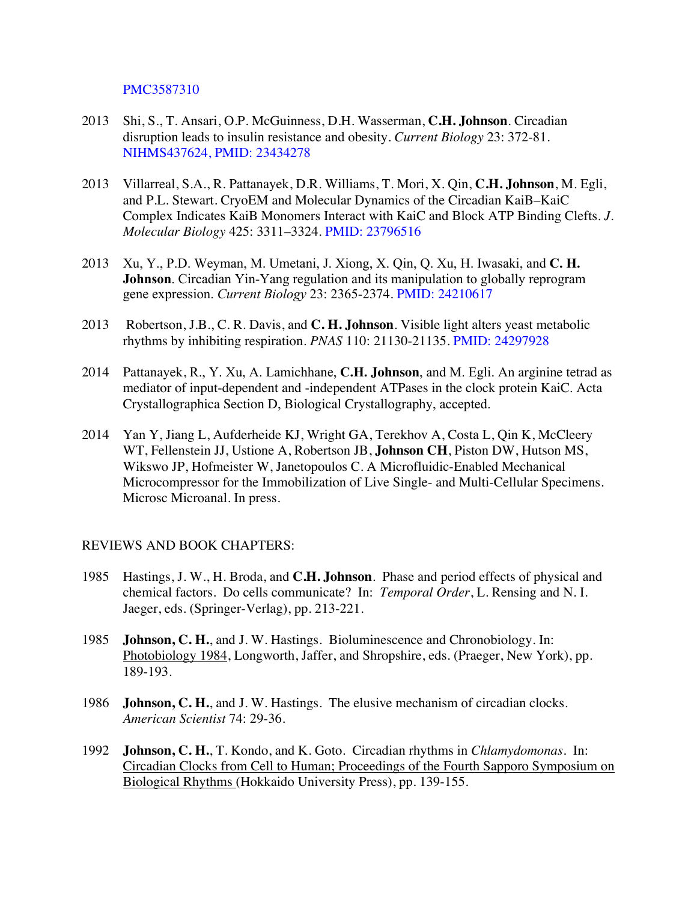PMC3587310

2013 Shi, S., T. Ansari, O.P. McGuinness, D.H. Wasserman, **C.H. Johnson**. Circadian disruption leads to insulin resistance and obesity. *Current Biology* 23: 372-81. NIHMS437624, PMID: 23434278

2013 Villarreal, S.A., R. Pattanayek, D.R. Williams, T. Mori, X. Qin, **C.H. Johnson**, M. Egli, and P.L. Stewart. CryoEM and Molecular Dynamics of the Circadian KaiB–KaiC Complex Indicates KaiB Monomers Interact with KaiC and Block ATP Binding Clefts. *J. Molecular Biology* 425: 3311–3324. PMID: 23796516

2013 Xu, Y., P.D. Weyman, M. Umetani, J. Xiong, X. Qin, Q. Xu, H. Iwasaki, and **C. H. Johnson**. Circadian Yin-Yang regulation and its manipulation to globally reprogram gene expression. *Current Biology* 23: 2365-2374. PMID: 24210617

2013 Robertson, J.B., C. R. Davis, and **C. H. Johnson**. Visible light alters yeast metabolic rhythms by inhibiting respiration. *PNAS* 110: 21130-21135. PMID: 24297928

2014 Pattanayek, R., Y. Xu, A. Lamichhane, **C.H. Johnson**, and M. Egli. An arginine tetrad as mediator of input-dependent and -independent ATPases in the clock protein KaiC. Acta Crystallographica Section D, Biological Crystallography, accepted.

2014 Yan Y, Jiang L, Aufderheide KJ, Wright GA, Terekhov A, Costa L, Qin K, McCleery WT, Fellenstein JJ, Ustione A, Robertson JB, **Johnson CH**, Piston DW, Hutson MS, Wikswo JP, Hofmeister W, Janetopoulos C. A Microfluidic-Enabled Mechanical Microcompressor for the Immobilization of Live Single- and Multi-Cellular Specimens. Microsc Microanal. In press.

REVIEWS AND BOOK CHAPTERS:

1985 Hastings, J. W., H. Broda, and **C.H. Johnson**. Phase and period effects of physical and chemical factors. Do cells communicate? In: *Temporal Order*, L. Rensing and N. I. Jaeger, eds. (Springer-Verlag), pp. 213-221.

1985 **Johnson, C. H.**, and J. W. Hastings. Bioluminescence and Chronobiology. In: Photobiology 1984, Longworth, Jaffer, and Shropshire, eds. (Praeger, New York), pp. 189-193.

1986 **Johnson, C. H.**, and J. W. Hastings. The elusive mechanism of circadian clocks. *American Scientist* 74: 29-36.

1992 **Johnson, C. H.**, T. Kondo, and K. Goto. Circadian rhythms in *Chlamydomonas*. In: Circadian Clocks from Cell to Human; Proceedings of the Fourth Sapporo Symposium on Biological Rhythms (Hokkaido University Press), pp. 139-155.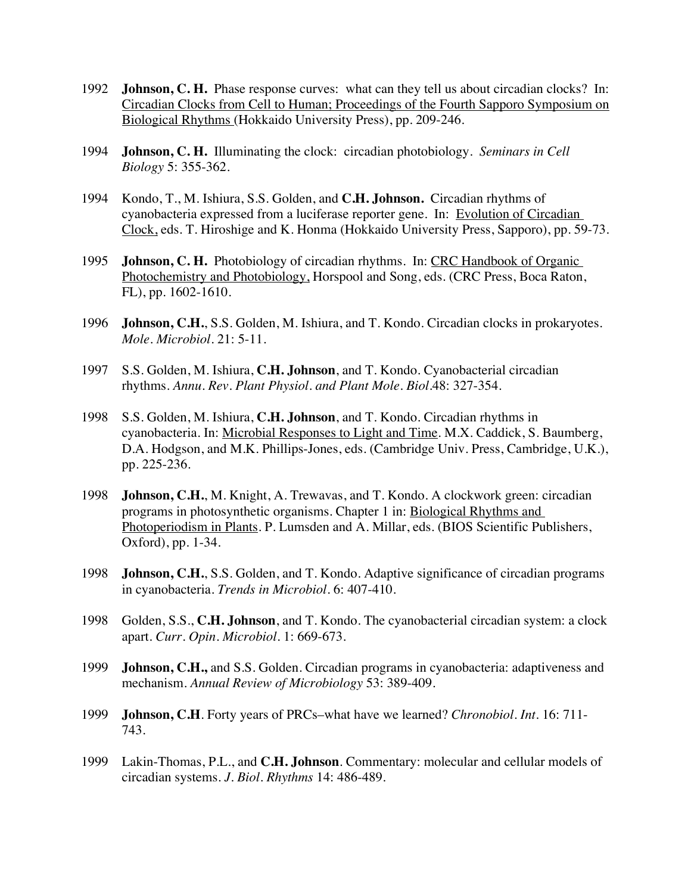1992 **Johnson, C. H.** Phase response curves: what can they tell us about circadian clocks? In: Circadian Clocks from Cell to Human; Proceedings of the Fourth Sapporo Symposium on Biological Rhythms (Hokkaido University Press), pp. 209-246.

1994 **Johnson, C. H.** Illuminating the clock: circadian photobiology. *Seminars in Cell Biology* 5: 355-362.

1994 Kondo, T., M. Ishiura, S.S. Golden, and **C.H. Johnson.** Circadian rhythms of cyanobacteria expressed from a luciferase reporter gene. In: Evolution of Circadian Clock, eds. T. Hiroshige and K. Honma (Hokkaido University Press, Sapporo), pp. 59-73.

1995 **Johnson, C. H.** Photobiology of circadian rhythms. In: CRC Handbook of Organic Photochemistry and Photobiology, Horspool and Song, eds. (CRC Press, Boca Raton, FL), pp. 1602-1610.

1996 **Johnson, C.H.**, S.S. Golden, M. Ishiura, and T. Kondo. Circadian clocks in prokaryotes. *Mole. Microbiol.* 21: 5-11.

1997 S.S. Golden, M. Ishiura, **C.H. Johnson**, and T. Kondo. Cyanobacterial circadian rhythms. *Annu. Rev. Plant Physiol. and Plant Mole. Biol.*48: 327-354.

1998 S.S. Golden, M. Ishiura, **C.H. Johnson**, and T. Kondo. Circadian rhythms in cyanobacteria. In: Microbial Responses to Light and Time. M.X. Caddick, S. Baumberg, D.A. Hodgson, and M.K. Phillips-Jones, eds. (Cambridge Univ. Press, Cambridge, U.K.), pp. 225-236.

1998 **Johnson, C.H.**, M. Knight, A. Trewavas, and T. Kondo. A clockwork green: circadian programs in photosynthetic organisms. Chapter 1 in: Biological Rhythms and Photoperiodism in Plants. P. Lumsden and A. Millar, eds. (BIOS Scientific Publishers, Oxford), pp. 1-34.

1998 **Johnson, C.H.**, S.S. Golden, and T. Kondo. Adaptive significance of circadian programs in cyanobacteria. *Trends in Microbiol.* 6: 407-410.

1998 Golden, S.S., **C.H. Johnson**, and T. Kondo. The cyanobacterial circadian system: a clock apart. *Curr. Opin. Microbiol.* 1: 669-673.

1999 **Johnson, C.H.,** and S.S. Golden. Circadian programs in cyanobacteria: adaptiveness and mechanism. *Annual Review of Microbiology* 53: 389-409.

1999 **Johnson, C.H**. Forty years of PRCs–what have we learned? *Chronobiol. Int.* 16: 711-743.

1999 Lakin-Thomas, P.L., and **C.H. Johnson**. Commentary: molecular and cellular models of circadian systems. *J. Biol. Rhythms* 14: 486-489.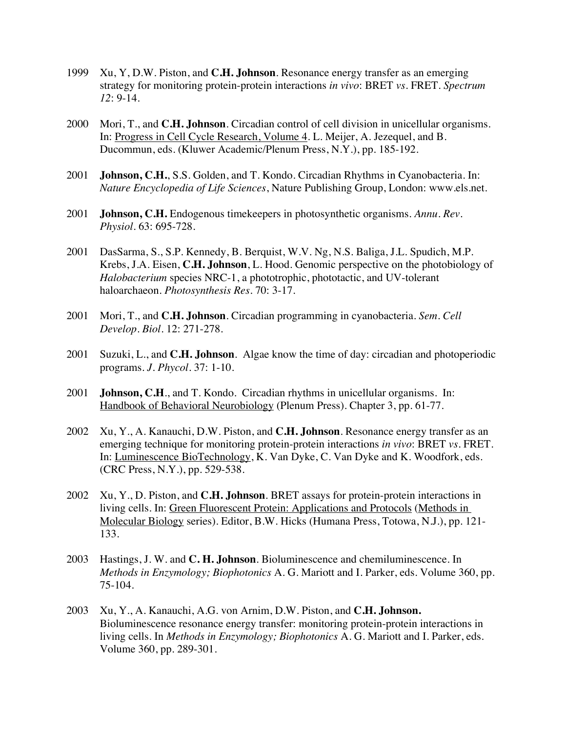1999 Xu, Y, D.W. Piston, and **C.H. Johnson**. Resonance energy transfer as an emerging strategy for monitoring protein-protein interactions *in vivo*: BRET *vs*. FRET. *Spectrum 12*: 9-14.

2000 Mori, T., and **C.H. Johnson**. Circadian control of cell division in unicellular organisms. In: Progress in Cell Cycle Research, Volume 4. L. Meijer, A. Jezequel, and B. Ducommun, eds. (Kluwer Academic/Plenum Press, N.Y.), pp. 185-192.

2001 **Johnson, C.H.**, S.S. Golden, and T. Kondo. Circadian Rhythms in Cyanobacteria. In: *Nature Encyclopedia of Life Sciences*, Nature Publishing Group, London: www.els.net.

2001 **Johnson, C.H.** Endogenous timekeepers in photosynthetic organisms. *Annu. Rev. Physiol*. 63: 695-728.

2001 DasSarma, S., S.P. Kennedy, B. Berquist, W.V. Ng, N.S. Baliga, J.L. Spudich, M.P. Krebs, J.A. Eisen, **C.H. Johnson**, L. Hood. Genomic perspective on the photobiology of *Halobacterium* species NRC-1, a phototrophic, phototactic, and UV-tolerant haloarchaeon. *Photosynthesis Res*. 70: 3-17.

2001 Mori, T., and **C.H. Johnson**. Circadian programming in cyanobacteria. *Sem. Cell Develop. Biol*. 12: 271-278.

2001 Suzuki, L., and **C.H. Johnson**. Algae know the time of day: circadian and photoperiodic programs. *J. Phycol*. 37: 1-10.

2001 **Johnson, C.H**., and T. Kondo. Circadian rhythms in unicellular organisms. In: Handbook of Behavioral Neurobiology (Plenum Press). Chapter 3, pp. 61-77.

2002 Xu, Y., A. Kanauchi, D.W. Piston, and **C.H. Johnson**. Resonance energy transfer as an emerging technique for monitoring protein-protein interactions *in vivo*: BRET *vs*. FRET. In: Luminescence BioTechnology, K. Van Dyke, C. Van Dyke and K. Woodfork, eds. (CRC Press, N.Y.), pp. 529-538.

2002 Xu, Y., D. Piston, and **C.H. Johnson**. BRET assays for protein-protein interactions in living cells. In: Green Fluorescent Protein: Applications and Protocols (Methods in Molecular Biology series). Editor, B.W. Hicks (Humana Press, Totowa, N.J.), pp. 121-133.

2003 Hastings, J. W. and **C. H. Johnson**. Bioluminescence and chemiluminescence. In *Methods in Enzymology; Biophotonics* A. G. Mariott and I. Parker, eds. Volume 360, pp. 75-104.

2003 Xu, Y., A. Kanauchi, A.G. von Arnim, D.W. Piston, and **C.H. Johnson.** Bioluminescence resonance energy transfer: monitoring protein-protein interactions in living cells. In *Methods in Enzymology; Biophotonics* A. G. Mariott and I. Parker, eds. Volume 360, pp. 289-301.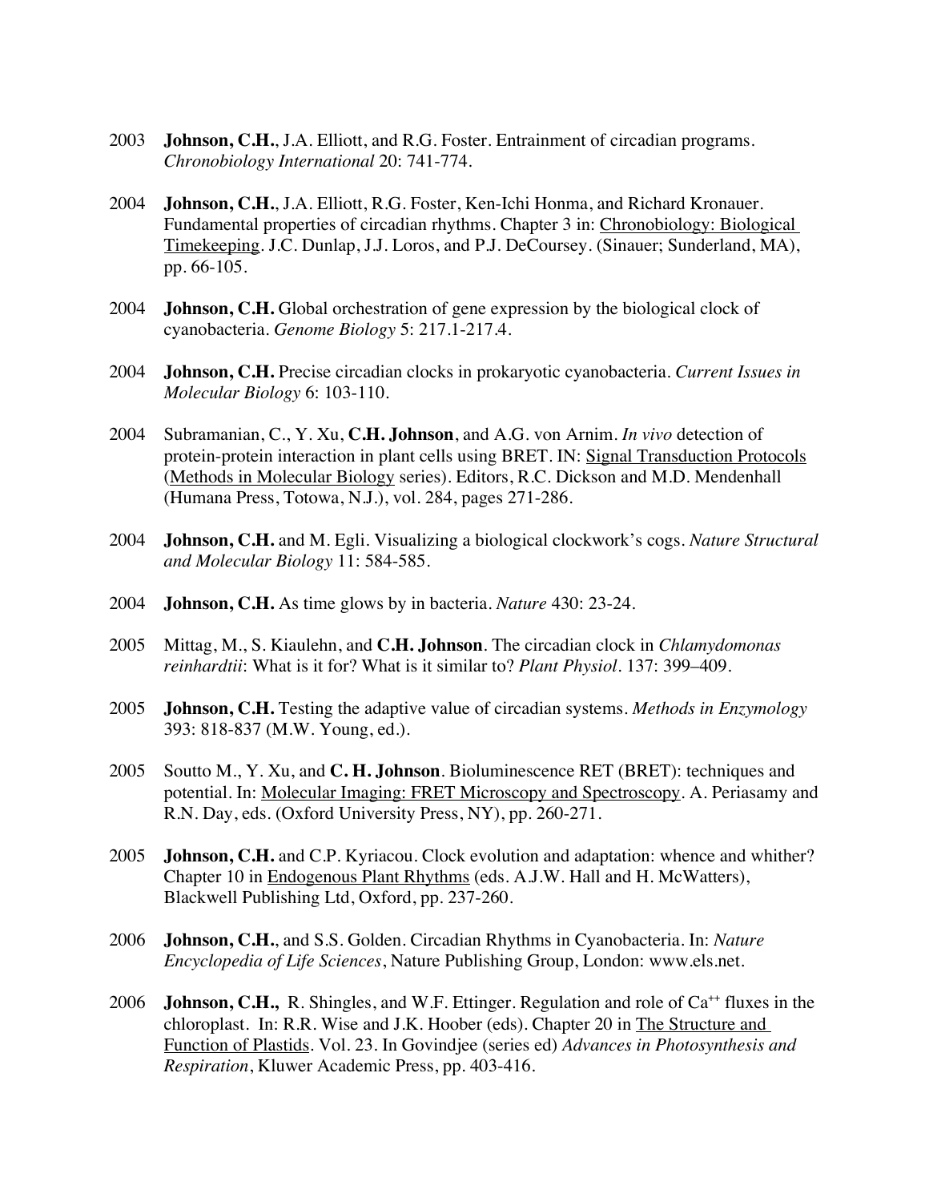2003 **Johnson, C.H.**, J.A. Elliott, and R.G. Foster. Entrainment of circadian programs. *Chronobiology International* 20: 741-774.

2004 **Johnson, C.H.**, J.A. Elliott, R.G. Foster, Ken-Ichi Honma, and Richard Kronauer. Fundamental properties of circadian rhythms. Chapter 3 in: Chronobiology: Biological Timekeeping. J.C. Dunlap, J.J. Loros, and P.J. DeCoursey. (Sinauer; Sunderland, MA), pp. 66-105.

2004 **Johnson, C.H.** Global orchestration of gene expression by the biological clock of cyanobacteria. *Genome Biology* 5: 217.1-217.4.

2004 **Johnson, C.H.** Precise circadian clocks in prokaryotic cyanobacteria. *Current Issues in Molecular Biology* 6: 103-110.

2004 Subramanian, C., Y. Xu, **C.H. Johnson**, and A.G. von Arnim. *In vivo* detection of protein-protein interaction in plant cells using BRET. IN: Signal Transduction Protocols (Methods in Molecular Biology series). Editors, R.C. Dickson and M.D. Mendenhall (Humana Press, Totowa, N.J.), vol. 284, pages 271-286.

2004 **Johnson, C.H.** and M. Egli. Visualizing a biological clockwork's cogs. *Nature Structural and Molecular Biology* 11: 584-585.

2004 **Johnson, C.H.** As time glows by in bacteria. *Nature* 430: 23-24.

2005 Mittag, M., S. Kiaulehn, and **C.H. Johnson**. The circadian clock in *Chlamydomonas reinhardtii*: What is it for? What is it similar to? *Plant Physiol*. 137: 399–409.

2005 **Johnson, C.H.** Testing the adaptive value of circadian systems. *Methods in Enzymology* 393: 818-837 (M.W. Young, ed.).

2005 Soutto M., Y. Xu, and **C. H. Johnson**. Bioluminescence RET (BRET): techniques and potential. In: Molecular Imaging: FRET Microscopy and Spectroscopy. A. Periasamy and R.N. Day, eds. (Oxford University Press, NY), pp. 260-271.

2005 **Johnson, C.H.** and C.P. Kyriacou. Clock evolution and adaptation: whence and whither? Chapter 10 in Endogenous Plant Rhythms (eds. A.J.W. Hall and H. McWatters), Blackwell Publishing Ltd, Oxford, pp. 237-260.

2006 **Johnson, C.H.**, and S.S. Golden. Circadian Rhythms in Cyanobacteria. In: *Nature Encyclopedia of Life Sciences*, Nature Publishing Group, London: www.els.net.

2006 **Johnson, C.H.,** R. Shingles, and W.F. Ettinger. Regulation and role of $Ca^{++}$ fluxes in the chloroplast. In: R.R. Wise and J.K. Hoober (eds). Chapter 20 in The Structure and Function of Plastids. Vol. 23. In Govindjee (series ed) *Advances in Photosynthesis and Respiration*, Kluwer Academic Press, pp. 403-416.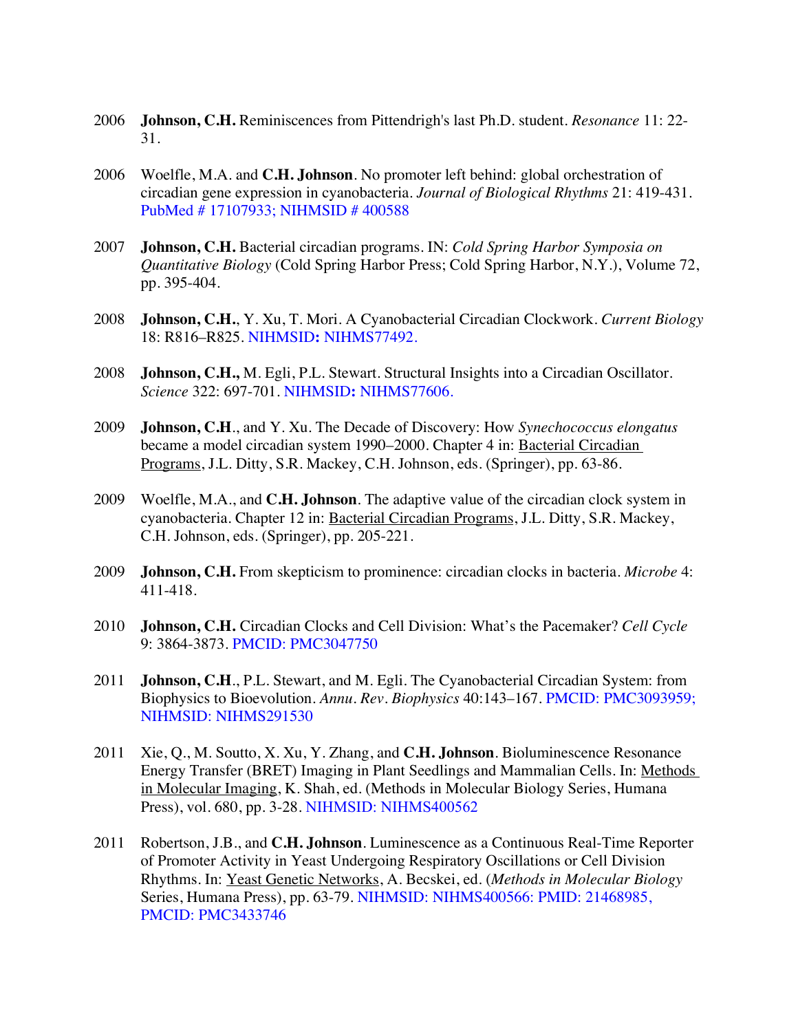2006 **Johnson, C.H.** Reminiscences from Pittendrigh's last Ph.D. student. *Resonance* 11: 22-31.

2006 Woelfle, M.A. and **C.H. Johnson**. No promoter left behind: global orchestration of circadian gene expression in cyanobacteria. *Journal of Biological Rhythms* 21: 419-431. PubMed # 17107933; NIHMSID # 400588

2007 **Johnson, C.H.** Bacterial circadian programs. IN: *Cold Spring Harbor Symposia on Quantitative Biology* (Cold Spring Harbor Press; Cold Spring Harbor, N.Y.), Volume 72, pp. 395-404.

2008 **Johnson, C.H.**, Y. Xu, T. Mori. A Cyanobacterial Circadian Clockwork. *Current Biology* 18: R816–R825. NIHMSID**:** NIHMS77492.

2008 **Johnson, C.H.,** M. Egli, P.L. Stewart. Structural Insights into a Circadian Oscillator. *Science* 322: 697-701. NIHMSID**:** NIHMS77606.

2009 **Johnson, C.H**., and Y. Xu. The Decade of Discovery: How *Synechococcus elongatus* became a model circadian system 1990–2000. Chapter 4 in: Bacterial Circadian Programs, J.L. Ditty, S.R. Mackey, C.H. Johnson, eds. (Springer), pp. 63-86.

2009 Woelfle, M.A., and **C.H. Johnson**. The adaptive value of the circadian clock system in cyanobacteria. Chapter 12 in: Bacterial Circadian Programs, J.L. Ditty, S.R. Mackey, C.H. Johnson, eds. (Springer), pp. 205-221.

2009 **Johnson, C.H.** From skepticism to prominence: circadian clocks in bacteria. *Microbe* 4: 411-418.

2010 **Johnson, C.H.** Circadian Clocks and Cell Division: What's the Pacemaker? *Cell Cycle* 9: 3864-3873. PMCID: PMC3047750

2011 **Johnson, C.H**., P.L. Stewart, and M. Egli. The Cyanobacterial Circadian System: from Biophysics to Bioevolution. *Annu. Rev. Biophysics* 40:143–167. PMCID: PMC3093959; NIHMSID: NIHMS291530

2011 Xie, Q., M. Soutto, X. Xu, Y. Zhang, and **C.H. Johnson**. Bioluminescence Resonance Energy Transfer (BRET) Imaging in Plant Seedlings and Mammalian Cells. In: Methods in Molecular Imaging, K. Shah, ed. (Methods in Molecular Biology Series, Humana Press), vol. 680, pp. 3-28. NIHMSID: NIHMS400562

2011 Robertson, J.B., and **C.H. Johnson**. Luminescence as a Continuous Real-Time Reporter of Promoter Activity in Yeast Undergoing Respiratory Oscillations or Cell Division Rhythms. In: Yeast Genetic Networks, A. Becskei, ed. (*Methods in Molecular Biology* Series, Humana Press), pp. 63-79. NIHMSID: NIHMS400566: PMID: 21468985, PMCID: PMC3433746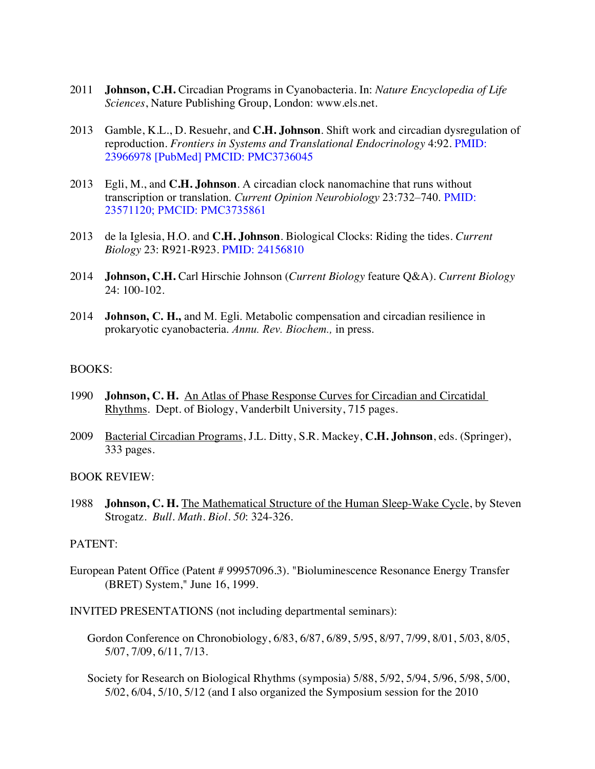2011 **Johnson, C.H.** Circadian Programs in Cyanobacteria. In: *Nature Encyclopedia of Life Sciences*, Nature Publishing Group, London: www.els.net.

2013 Gamble, K.L., D. Resuehr, and **C.H. Johnson**. Shift work and circadian dysregulation of reproduction. *Frontiers in Systems and Translational Endocrinology* 4:92. PMID: 23966978 [PubMed] PMCID: PMC3736045

2013 Egli, M., and **C.H. Johnson**. A circadian clock nanomachine that runs without transcription or translation. *Current Opinion Neurobiology* 23:732–740. PMID: 23571120; PMCID: PMC3735861

2013 de la Iglesia, H.O. and **C.H. Johnson**. Biological Clocks: Riding the tides. *Current Biology* 23: R921-R923. PMID: 24156810

2014 **Johnson, C.H.** Carl Hirschie Johnson (*Current Biology* feature Q&A). *Current Biology* 24: 100-102.

2014 **Johnson, C. H.,** and M. Egli. Metabolic compensation and circadian resilience in prokaryotic cyanobacteria. *Annu. Rev. Biochem.,* in press.

BOOKS:

1990 **Johnson, C. H.** An Atlas of Phase Response Curves for Circadian and Circatidal Rhythms. Dept. of Biology, Vanderbilt University, 715 pages.

2009 Bacterial Circadian Programs, J.L. Ditty, S.R. Mackey, **C.H. Johnson**, eds. (Springer), 333 pages.

BOOK REVIEW:

1988 **Johnson, C. H.** The Mathematical Structure of the Human Sleep-Wake Cycle, by Steven Strogatz. *Bull. Math. Biol. 50*: 324-326.

PATENT:

European Patent Office (Patent # 99957096.3). "Bioluminescence Resonance Energy Transfer (BRET) System," June 16, 1999.

INVITED PRESENTATIONS (not including departmental seminars):

Gordon Conference on Chronobiology, 6/83, 6/87, 6/89, 5/95, 8/97, 7/99, 8/01, 5/03, 8/05, 5/07, 7/09, 6/11, 7/13.

Society for Research on Biological Rhythms (symposia) 5/88, 5/92, 5/94, 5/96, 5/98, 5/00, 5/02, 6/04, 5/10, 5/12 (and I also organized the Symposium session for the 2010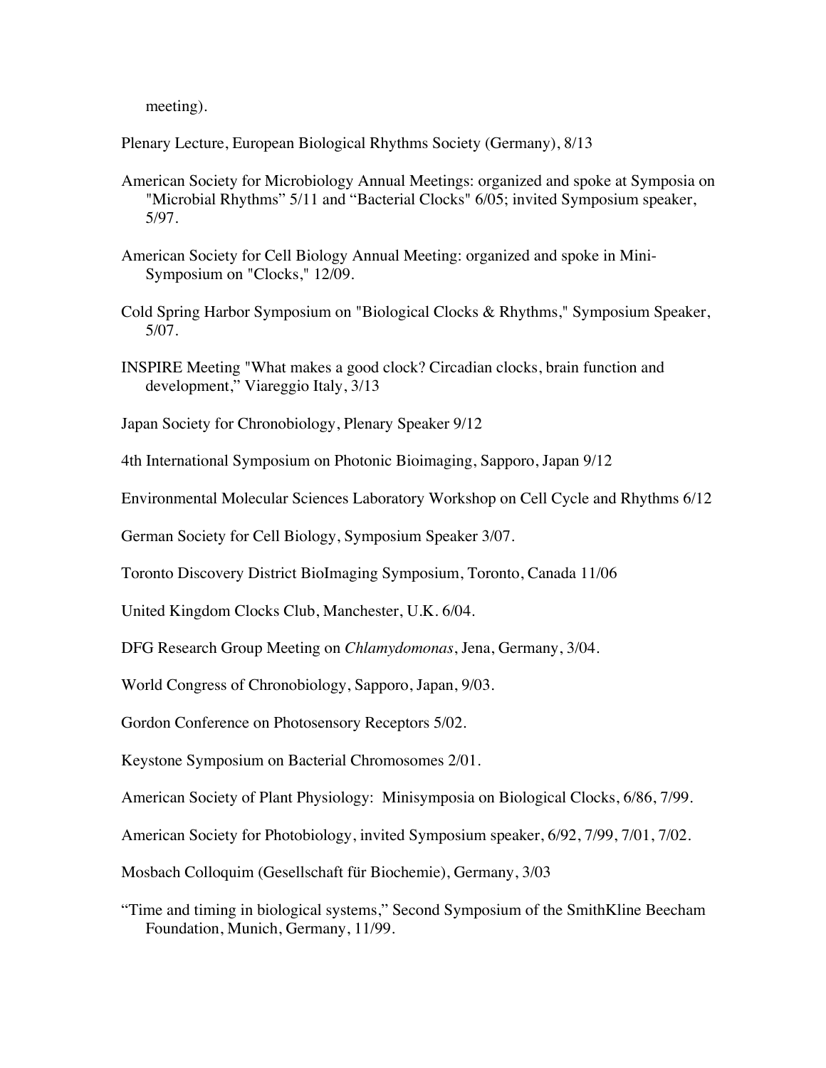meeting).

Plenary Lecture, European Biological Rhythms Society (Germany), 8/13

American Society for Microbiology Annual Meetings: organized and spoke at Symposia on "Microbial Rhythms" 5/11 and "Bacterial Clocks" 6/05; invited Symposium speaker, 5/97.

American Society for Cell Biology Annual Meeting: organized and spoke in Mini-Symposium on "Clocks," 12/09.

Cold Spring Harbor Symposium on "Biological Clocks & Rhythms," Symposium Speaker, 5/07.

INSPIRE Meeting "What makes a good clock? Circadian clocks, brain function and development," Viareggio Italy, 3/13

Japan Society for Chronobiology, Plenary Speaker 9/12

4th International Symposium on Photonic Bioimaging, Sapporo, Japan 9/12

Environmental Molecular Sciences Laboratory Workshop on Cell Cycle and Rhythms 6/12

German Society for Cell Biology, Symposium Speaker 3/07.

Toronto Discovery District BioImaging Symposium, Toronto, Canada 11/06

United Kingdom Clocks Club, Manchester, U.K. 6/04.

DFG Research Group Meeting on *Chlamydomonas*, Jena, Germany, 3/04.

World Congress of Chronobiology, Sapporo, Japan, 9/03.

Gordon Conference on Photosensory Receptors 5/02.

Keystone Symposium on Bacterial Chromosomes 2/01.

American Society of Plant Physiology: Minisymposia on Biological Clocks, 6/86, 7/99.

American Society for Photobiology, invited Symposium speaker, 6/92, 7/99, 7/01, 7/02.

Mosbach Colloquim (Gesellschaft für Biochemie), Germany, 3/03

"Time and timing in biological systems," Second Symposium of the SmithKline Beecham Foundation, Munich, Germany, 11/99.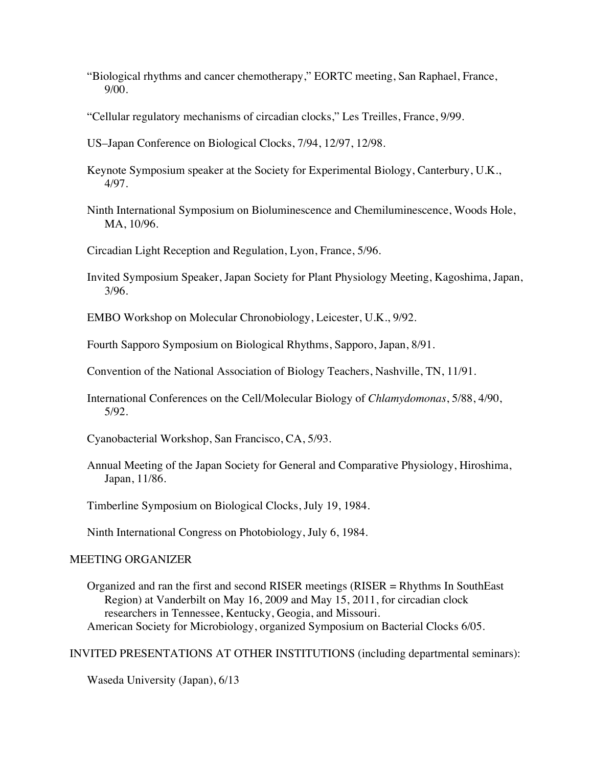"Biological rhythms and cancer chemotherapy," EORTC meeting, San Raphael, France, 9/00.

"Cellular regulatory mechanisms of circadian clocks," Les Treilles, France, 9/99.

US–Japan Conference on Biological Clocks, 7/94, 12/97, 12/98.

Keynote Symposium speaker at the Society for Experimental Biology, Canterbury, U.K., 4/97.

Ninth International Symposium on Bioluminescence and Chemiluminescence, Woods Hole, MA, 10/96.

Circadian Light Reception and Regulation, Lyon, France, 5/96.

Invited Symposium Speaker, Japan Society for Plant Physiology Meeting, Kagoshima, Japan, 3/96.

EMBO Workshop on Molecular Chronobiology, Leicester, U.K., 9/92.

Fourth Sapporo Symposium on Biological Rhythms, Sapporo, Japan, 8/91.

Convention of the National Association of Biology Teachers, Nashville, TN, 11/91.

International Conferences on the Cell/Molecular Biology of *Chlamydomonas*, 5/88, 4/90, 5/92.

Cyanobacterial Workshop, San Francisco, CA, 5/93.

Annual Meeting of the Japan Society for General and Comparative Physiology, Hiroshima, Japan, 11/86.

Timberline Symposium on Biological Clocks, July 19, 1984.

Ninth International Congress on Photobiology, July 6, 1984.

## MEETING ORGANIZER

Organized and ran the first and second RISER meetings (RISER = Rhythms In SouthEast Region) at Vanderbilt on May 16, 2009 and May 15, 2011, for circadian clock researchers in Tennessee, Kentucky, Geogia, and Missouri.
American Society for Microbiology, organized Symposium on Bacterial Clocks 6/05.

## INVITED PRESENTATIONS AT OTHER INSTITUTIONS (including departmental seminars):

Waseda University (Japan), 6/13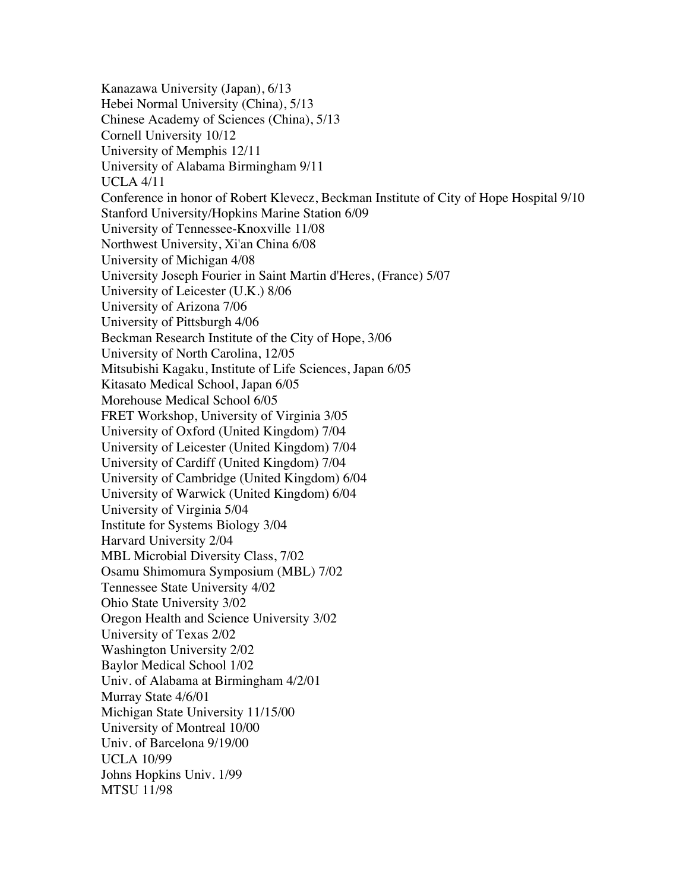Kanazawa University (Japan), 6/13
Hebei Normal University (China), 5/13
Chinese Academy of Sciences (China), 5/13
Cornell University 10/12
University of Memphis 12/11
University of Alabama Birmingham 9/11
UCLA 4/11
Conference in honor of Robert Klevecz, Beckman Institute of City of Hope Hospital 9/10
Stanford University/Hopkins Marine Station 6/09
University of Tennessee-Knoxville 11/08
Northwest University, Xi'an China 6/08
University of Michigan 4/08
University Joseph Fourier in Saint Martin d'Heres, (France) 5/07
University of Leicester (U.K.) 8/06
University of Arizona 7/06
University of Pittsburgh 4/06
Beckman Research Institute of the City of Hope, 3/06
University of North Carolina, 12/05
Mitsubishi Kagaku, Institute of Life Sciences, Japan 6/05
Kitasato Medical School, Japan 6/05
Morehouse Medical School 6/05
FRET Workshop, University of Virginia 3/05
University of Oxford (United Kingdom) 7/04
University of Leicester (United Kingdom) 7/04
University of Cardiff (United Kingdom) 7/04
University of Cambridge (United Kingdom) 6/04
University of Warwick (United Kingdom) 6/04
University of Virginia 5/04
Institute for Systems Biology 3/04
Harvard University 2/04
MBL Microbial Diversity Class, 7/02
Osamu Shimomura Symposium (MBL) 7/02
Tennessee State University 4/02
Ohio State University 3/02
Oregon Health and Science University 3/02
University of Texas 2/02
Washington University 2/02
Baylor Medical School 1/02
Univ. of Alabama at Birmingham 4/2/01
Murray State 4/6/01
Michigan State University 11/15/00
University of Montreal 10/00
Univ. of Barcelona 9/19/00
UCLA 10/99
Johns Hopkins Univ. 1/99
MTSU 11/98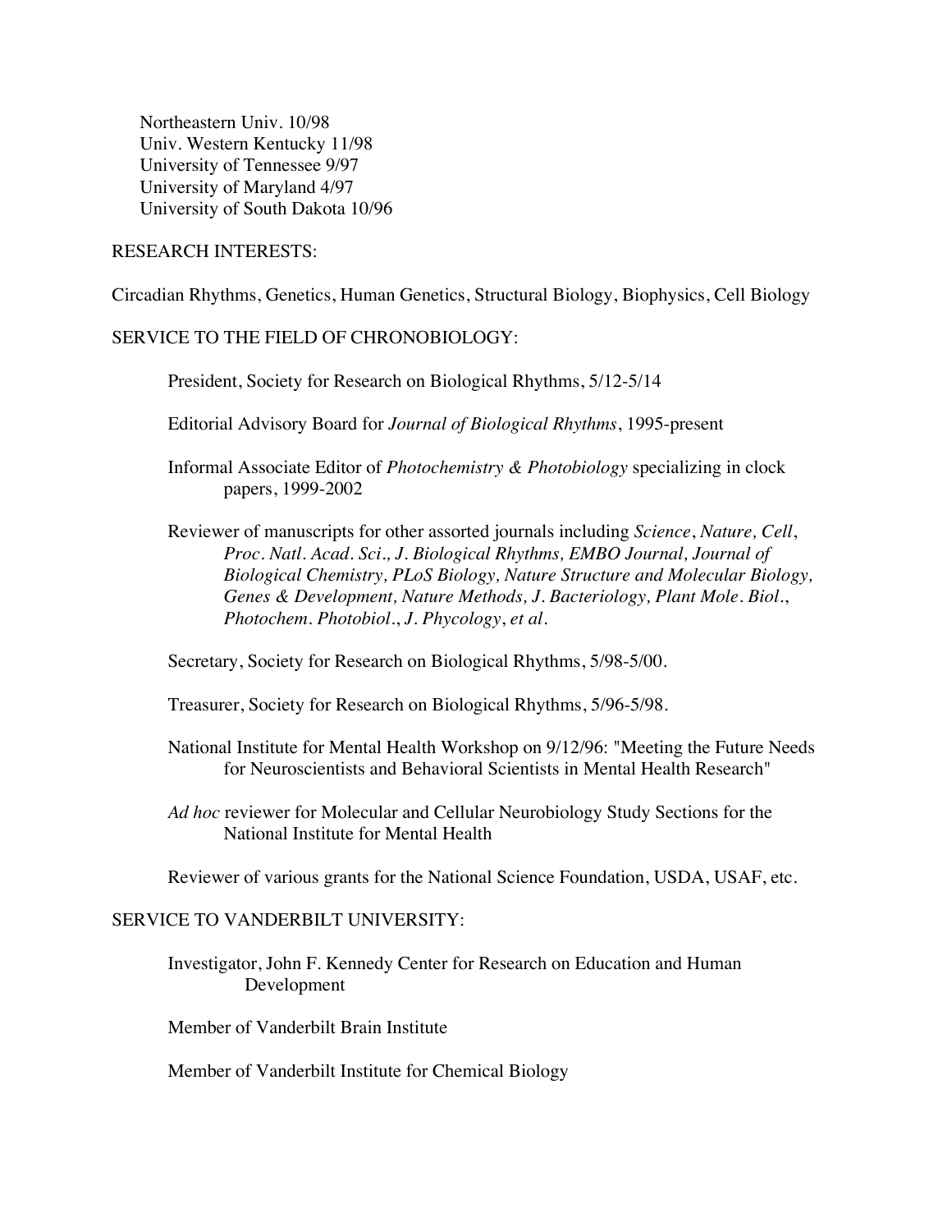Northeastern Univ. 10/98
Univ. Western Kentucky 11/98
University of Tennessee 9/97
University of Maryland 4/97
University of South Dakota 10/96

RESEARCH INTERESTS:

Circadian Rhythms, Genetics, Human Genetics, Structural Biology, Biophysics, Cell Biology

SERVICE TO THE FIELD OF CHRONOBIOLOGY:

President, Society for Research on Biological Rhythms, 5/12-5/14

Editorial Advisory Board for *Journal of Biological Rhythms*, 1995-present

Informal Associate Editor of *Photochemistry & Photobiology* specializing in clock papers, 1999-2002

Reviewer of manuscripts for other assorted journals including *Science*, *Nature, Cell*, *Proc. Natl. Acad. Sci., J. Biological Rhythms, EMBO Journal, Journal of Biological Chemistry, PLoS Biology, Nature Structure and Molecular Biology, Genes & Development, Nature Methods, J. Bacteriology, Plant Mole. Biol.*, *Photochem. Photobiol.*, *J. Phycology*, *et al.*

Secretary, Society for Research on Biological Rhythms, 5/98-5/00.

Treasurer, Society for Research on Biological Rhythms, 5/96-5/98.

National Institute for Mental Health Workshop on 9/12/96: "Meeting the Future Needs for Neuroscientists and Behavioral Scientists in Mental Health Research"

*Ad hoc* reviewer for Molecular and Cellular Neurobiology Study Sections for the National Institute for Mental Health

Reviewer of various grants for the National Science Foundation, USDA, USAF, etc.

SERVICE TO VANDERBILT UNIVERSITY:

Investigator, John F. Kennedy Center for Research on Education and Human Development

Member of Vanderbilt Brain Institute

Member of Vanderbilt Institute for Chemical Biology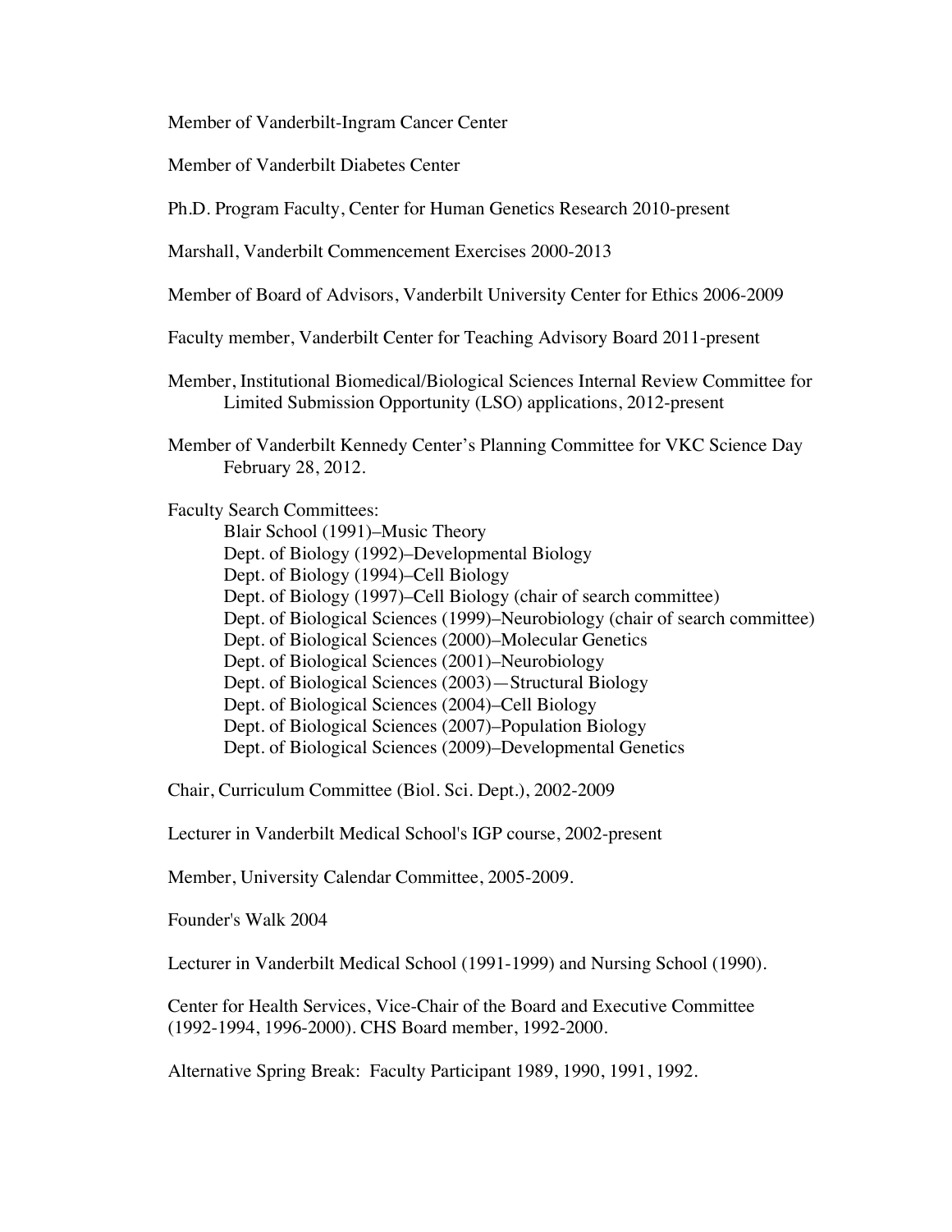Member of Vanderbilt-Ingram Cancer Center

Member of Vanderbilt Diabetes Center

Ph.D. Program Faculty, Center for Human Genetics Research 2010-present

Marshall, Vanderbilt Commencement Exercises 2000-2013

Member of Board of Advisors, Vanderbilt University Center for Ethics 2006-2009

Faculty member, Vanderbilt Center for Teaching Advisory Board 2011-present

Member, Institutional Biomedical/Biological Sciences Internal Review Committee for Limited Submission Opportunity (LSO) applications, 2012-present

Member of Vanderbilt Kennedy Center's Planning Committee for VKC Science Day February 28, 2012.

Faculty Search Committees:

- Blair School (1991)–Music Theory
- Dept. of Biology (1992)–Developmental Biology
- Dept. of Biology (1994)–Cell Biology
- Dept. of Biology (1997)–Cell Biology (chair of search committee)
- Dept. of Biological Sciences (1999)–Neurobiology (chair of search committee)
- Dept. of Biological Sciences (2000)–Molecular Genetics
- Dept. of Biological Sciences (2001)–Neurobiology
- Dept. of Biological Sciences (2003)—Structural Biology
- Dept. of Biological Sciences (2004)–Cell Biology
- Dept. of Biological Sciences (2007)–Population Biology
- Dept. of Biological Sciences (2009)–Developmental Genetics

Chair, Curriculum Committee (Biol. Sci. Dept.), 2002-2009

Lecturer in Vanderbilt Medical School's IGP course, 2002-present

Member, University Calendar Committee, 2005-2009.

Founder's Walk 2004

Lecturer in Vanderbilt Medical School (1991-1999) and Nursing School (1990).

Center for Health Services, Vice-Chair of the Board and Executive Committee (1992-1994, 1996-2000). CHS Board member, 1992-2000.

Alternative Spring Break: Faculty Participant 1989, 1990, 1991, 1992.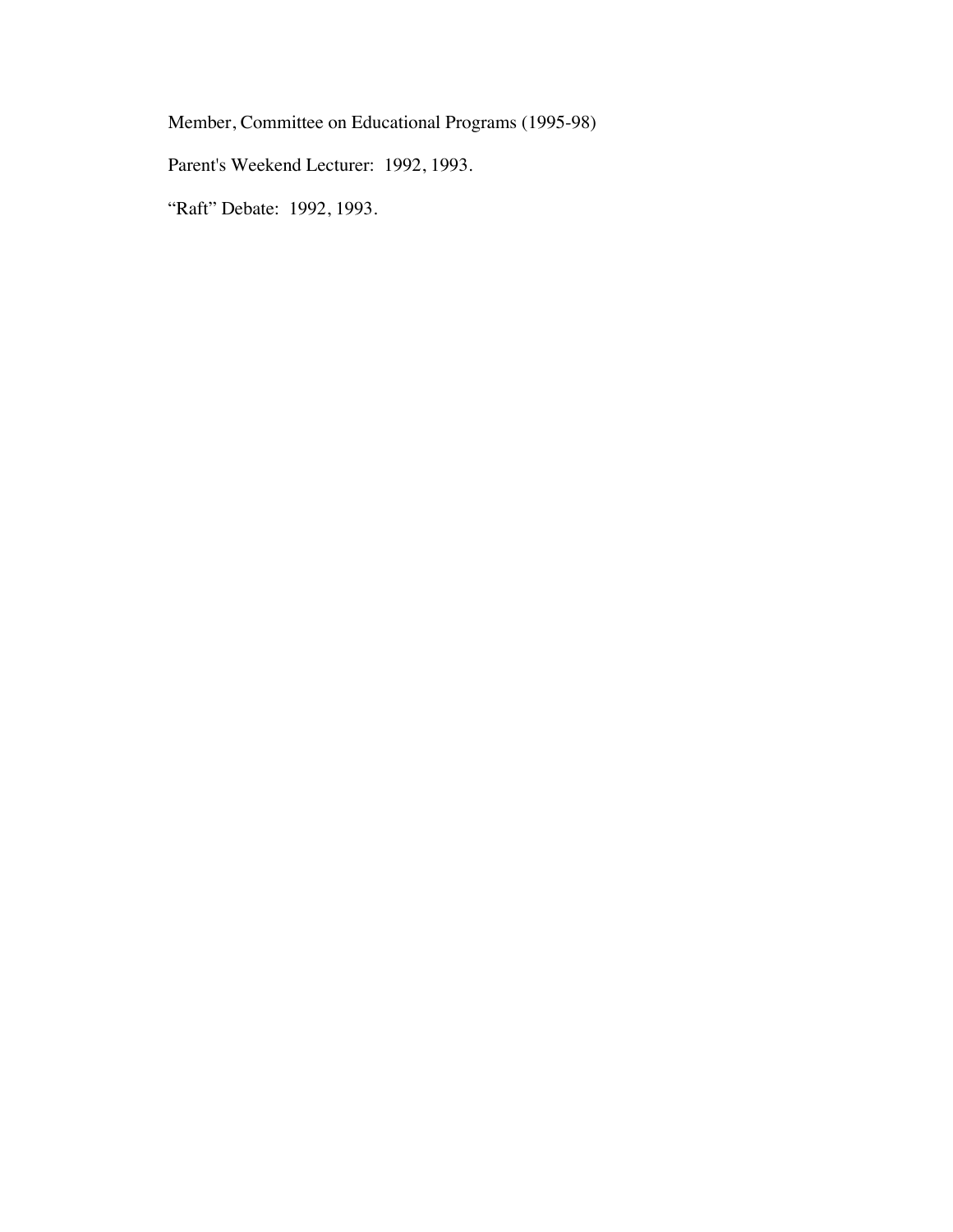Member, Committee on Educational Programs (1995-98)

Parent's Weekend Lecturer: 1992, 1993.

“Raft” Debate: 1992, 1993.